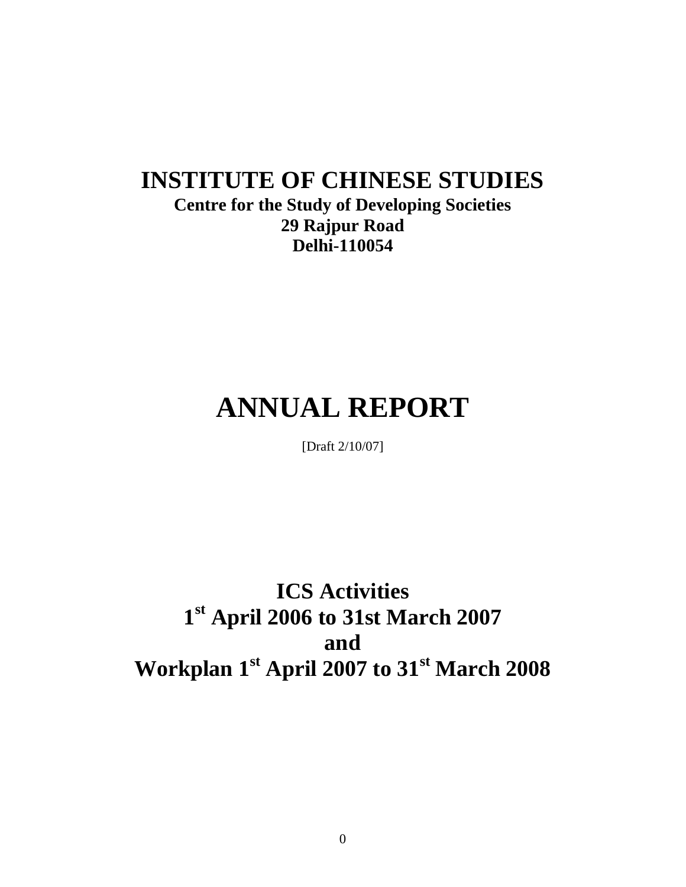# INSTITUTE OF CHINESE STUDIES

**Centre for the Study of Developing Societies**
**29 Rajpur Road**
**Delhi-110054**

# ANNUAL REPORT

[Draft 2/10/07]

## ICS Activities
## 1st April 2006 to 31st March 2007
## and
## Workplan 1st April 2007 to 31st March 2008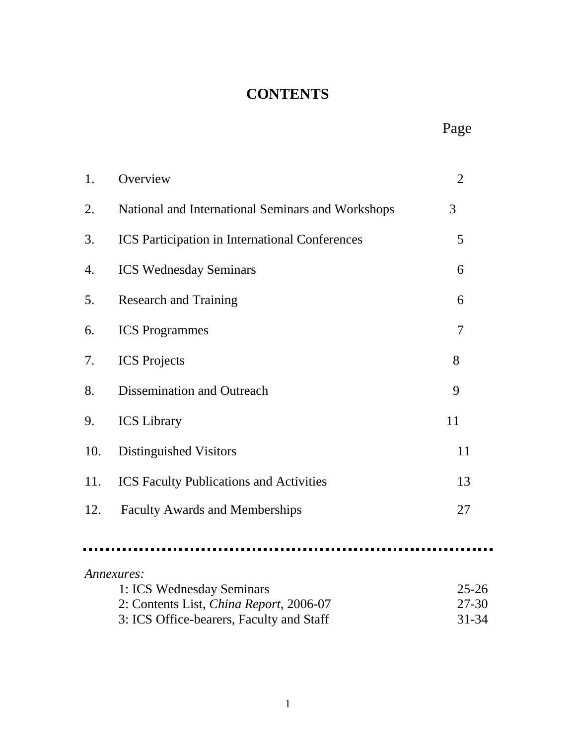# CONTENTS

| | | Page |
|---|---|---|
| 1. | Overview | 2 |
| 2. | National and International Seminars and Workshops | 3 |
| 3. | ICS Participation in International Conferences | 5 |
| 4. | ICS Wednesday Seminars | 6 |
| 5. | Research and Training | 6 |
| 6. | ICS Programmes | 7 |
| 7. | ICS Projects | 8 |
| 8. | Dissemination and Outreach | 9 |
| 9. | ICS Library | 11 |
| 10. | Distinguished Visitors | 11 |
| 11. | ICS Faculty Publications and Activities | 13 |
| 12. | Faculty Awards and Memberships | 27 |

*Annexures:*

| | |
|---|---|
| 1: ICS Wednesday Seminars | 25-26 |
| 2: Contents List, *China Report*, 2006-07 | 27-30 |
| 3: ICS Office-bearers, Faculty and Staff | 31-34 |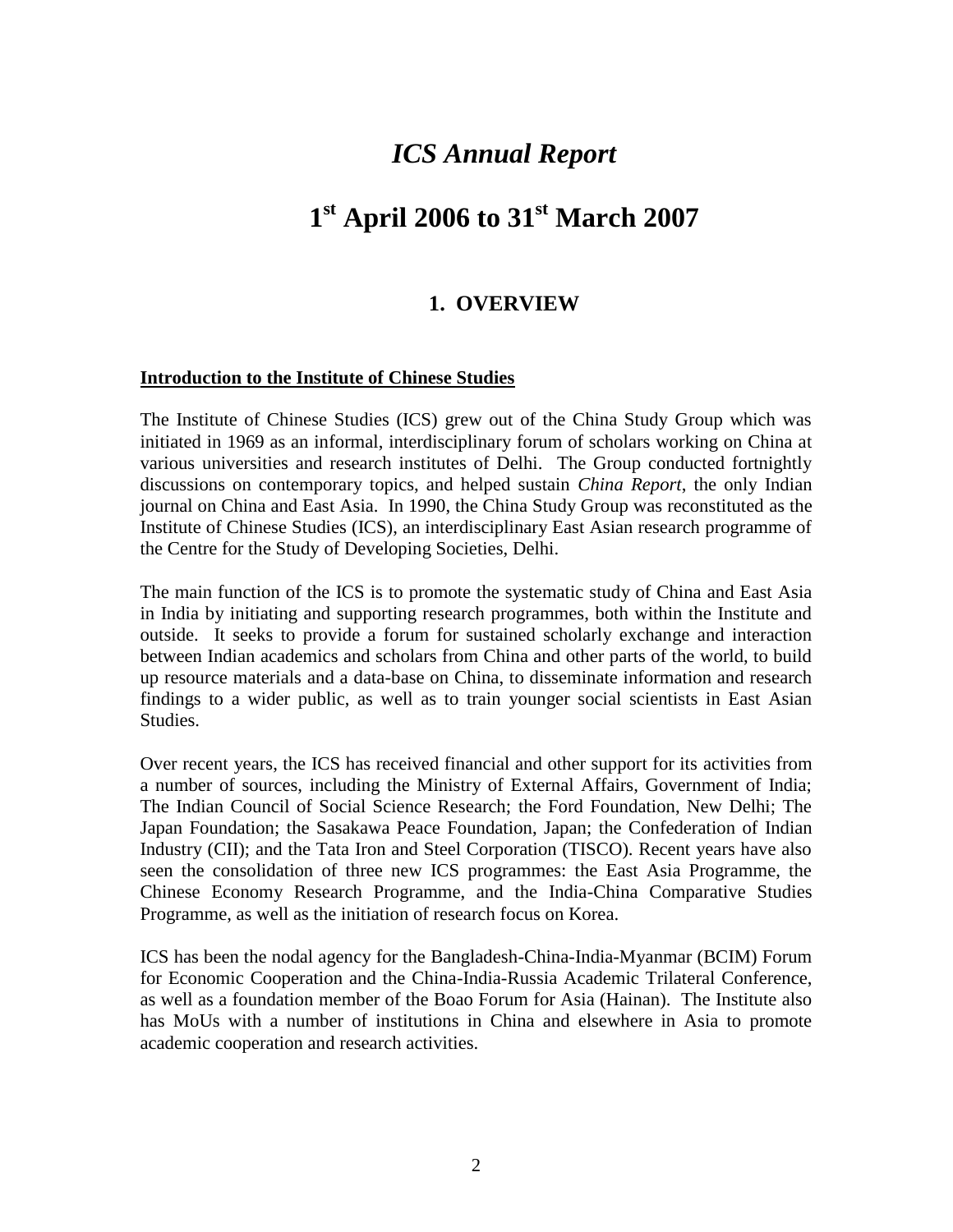# *ICS Annual Report*

# 1st April 2006 to 31st March 2007

## 1. OVERVIEW

**Introduction to the Institute of Chinese Studies**

The Institute of Chinese Studies (ICS) grew out of the China Study Group which was initiated in 1969 as an informal, interdisciplinary forum of scholars working on China at various universities and research institutes of Delhi. The Group conducted fortnightly discussions on contemporary topics, and helped sustain *China Report*, the only Indian journal on China and East Asia. In 1990, the China Study Group was reconstituted as the Institute of Chinese Studies (ICS), an interdisciplinary East Asian research programme of the Centre for the Study of Developing Societies, Delhi.

The main function of the ICS is to promote the systematic study of China and East Asia in India by initiating and supporting research programmes, both within the Institute and outside. It seeks to provide a forum for sustained scholarly exchange and interaction between Indian academics and scholars from China and other parts of the world, to build up resource materials and a data-base on China, to disseminate information and research findings to a wider public, as well as to train younger social scientists in East Asian Studies.

Over recent years, the ICS has received financial and other support for its activities from a number of sources, including the Ministry of External Affairs, Government of India; The Indian Council of Social Science Research; the Ford Foundation, New Delhi; The Japan Foundation; the Sasakawa Peace Foundation, Japan; the Confederation of Indian Industry (CII); and the Tata Iron and Steel Corporation (TISCO). Recent years have also seen the consolidation of three new ICS programmes: the East Asia Programme, the Chinese Economy Research Programme, and the India-China Comparative Studies Programme, as well as the initiation of research focus on Korea.

ICS has been the nodal agency for the Bangladesh-China-India-Myanmar (BCIM) Forum for Economic Cooperation and the China-India-Russia Academic Trilateral Conference, as well as a foundation member of the Boao Forum for Asia (Hainan). The Institute also has MoUs with a number of institutions in China and elsewhere in Asia to promote academic cooperation and research activities.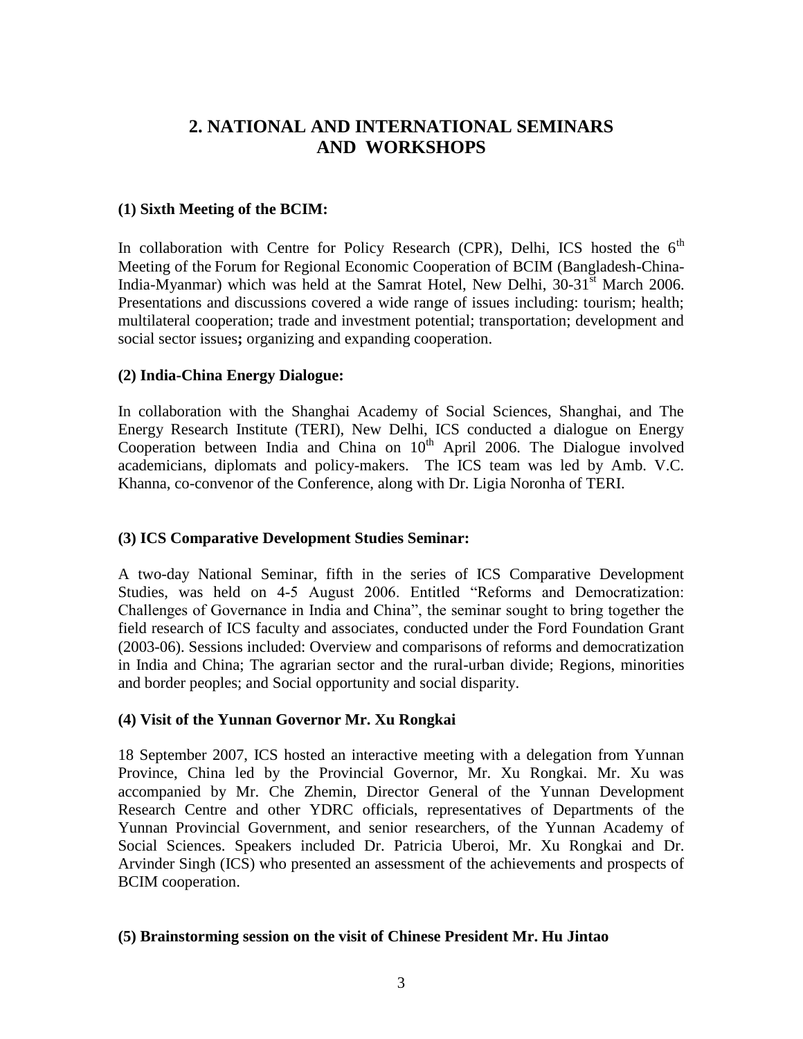## 2. NATIONAL AND INTERNATIONAL SEMINARS AND WORKSHOPS

**(1) Sixth Meeting of the BCIM:**

In collaboration with Centre for Policy Research (CPR), Delhi, ICS hosted the 6th Meeting of the Forum for Regional Economic Cooperation of BCIM (Bangladesh-China-India-Myanmar) which was held at the Samrat Hotel, New Delhi, 30-31st March 2006. Presentations and discussions covered a wide range of issues including: tourism; health; multilateral cooperation; trade and investment potential; transportation; development and social sector issues**;** organizing and expanding cooperation.

**(2) India-China Energy Dialogue:**

In collaboration with the Shanghai Academy of Social Sciences, Shanghai, and The Energy Research Institute (TERI), New Delhi, ICS conducted a dialogue on Energy Cooperation between India and China on 10th April 2006. The Dialogue involved academicians, diplomats and policy-makers. The ICS team was led by Amb. V.C. Khanna, co-convenor of the Conference, along with Dr. Ligia Noronha of TERI.

**(3) ICS Comparative Development Studies Seminar:**

A two-day National Seminar, fifth in the series of ICS Comparative Development Studies, was held on 4-5 August 2006. Entitled "Reforms and Democratization: Challenges of Governance in India and China", the seminar sought to bring together the field research of ICS faculty and associates, conducted under the Ford Foundation Grant (2003-06). Sessions included: Overview and comparisons of reforms and democratization in India and China; The agrarian sector and the rural-urban divide; Regions, minorities and border peoples; and Social opportunity and social disparity.

**(4) Visit of the Yunnan Governor Mr. Xu Rongkai**

18 September 2007, ICS hosted an interactive meeting with a delegation from Yunnan Province, China led by the Provincial Governor, Mr. Xu Rongkai. Mr. Xu was accompanied by Mr. Che Zhemin, Director General of the Yunnan Development Research Centre and other YDRC officials, representatives of Departments of the Yunnan Provincial Government, and senior researchers, of the Yunnan Academy of Social Sciences. Speakers included Dr. Patricia Uberoi, Mr. Xu Rongkai and Dr. Arvinder Singh (ICS) who presented an assessment of the achievements and prospects of BCIM cooperation.

**(5) Brainstorming session on the visit of Chinese President Mr. Hu Jintao**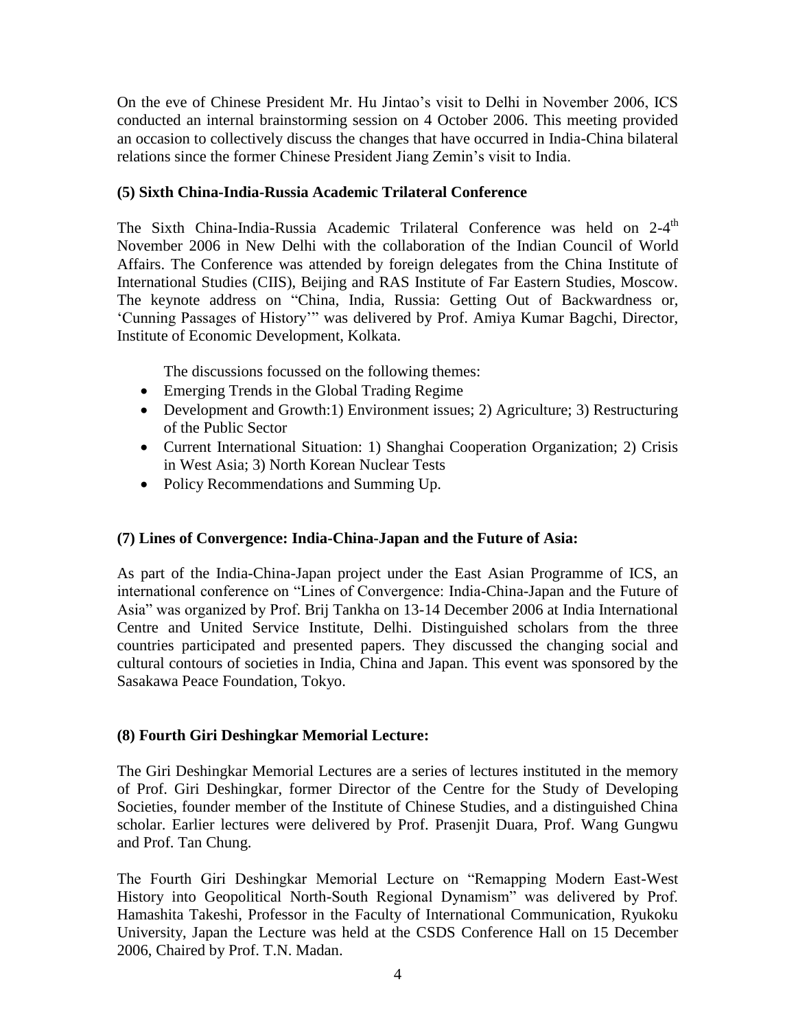On the eve of Chinese President Mr. Hu Jintao's visit to Delhi in November 2006, ICS conducted an internal brainstorming session on 4 October 2006. This meeting provided an occasion to collectively discuss the changes that have occurred in India-China bilateral relations since the former Chinese President Jiang Zemin's visit to India.

### (5) Sixth China-India-Russia Academic Trilateral Conference

The Sixth China-India-Russia Academic Trilateral Conference was held on 2-4th November 2006 in New Delhi with the collaboration of the Indian Council of World Affairs. The Conference was attended by foreign delegates from the China Institute of International Studies (CIIS), Beijing and RAS Institute of Far Eastern Studies, Moscow. The keynote address on "China, India, Russia: Getting Out of Backwardness or, 'Cunning Passages of History'" was delivered by Prof. Amiya Kumar Bagchi, Director, Institute of Economic Development, Kolkata.

The discussions focussed on the following themes:

- Emerging Trends in the Global Trading Regime
- Development and Growth:1) Environment issues; 2) Agriculture; 3) Restructuring of the Public Sector
- Current International Situation: 1) Shanghai Cooperation Organization; 2) Crisis in West Asia; 3) North Korean Nuclear Tests
- Policy Recommendations and Summing Up.

### (7) Lines of Convergence: India-China-Japan and the Future of Asia:

As part of the India-China-Japan project under the East Asian Programme of ICS, an international conference on "Lines of Convergence: India-China-Japan and the Future of Asia" was organized by Prof. Brij Tankha on 13-14 December 2006 at India International Centre and United Service Institute, Delhi. Distinguished scholars from the three countries participated and presented papers. They discussed the changing social and cultural contours of societies in India, China and Japan. This event was sponsored by the Sasakawa Peace Foundation, Tokyo.

### (8) Fourth Giri Deshingkar Memorial Lecture:

The Giri Deshingkar Memorial Lectures are a series of lectures instituted in the memory of Prof. Giri Deshingkar, former Director of the Centre for the Study of Developing Societies, founder member of the Institute of Chinese Studies, and a distinguished China scholar. Earlier lectures were delivered by Prof. Prasenjit Duara, Prof. Wang Gungwu and Prof. Tan Chung.

The Fourth Giri Deshingkar Memorial Lecture on "Remapping Modern East-West History into Geopolitical North-South Regional Dynamism" was delivered by Prof. Hamashita Takeshi, Professor in the Faculty of International Communication, Ryukoku University, Japan the Lecture was held at the CSDS Conference Hall on 15 December 2006, Chaired by Prof. T.N. Madan.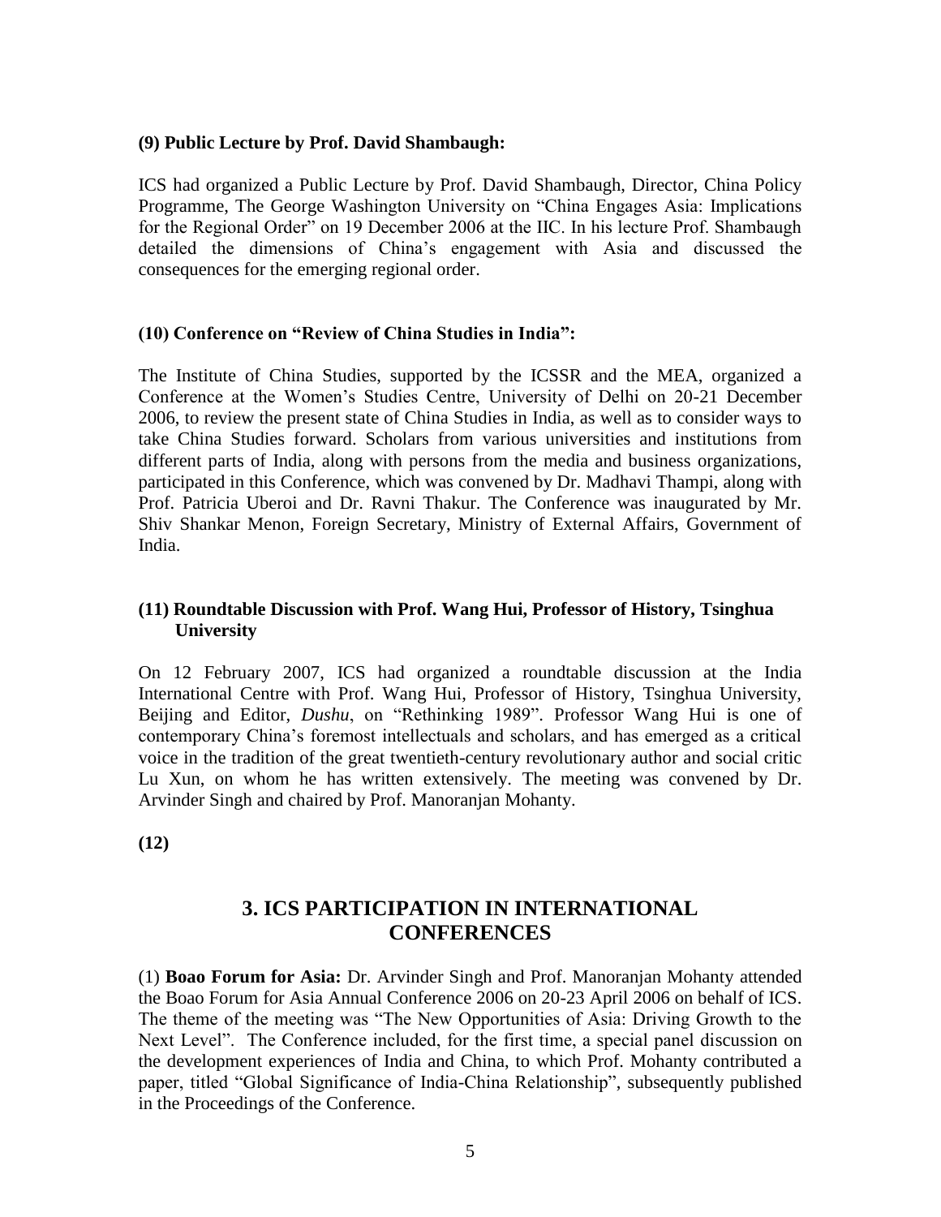**(9) Public Lecture by Prof. David Shambaugh:**

ICS had organized a Public Lecture by Prof. David Shambaugh, Director, China Policy Programme, The George Washington University on "China Engages Asia: Implications for the Regional Order" on 19 December 2006 at the IIC. In his lecture Prof. Shambaugh detailed the dimensions of China's engagement with Asia and discussed the consequences for the emerging regional order.

**(10) Conference on "Review of China Studies in India":**

The Institute of China Studies, supported by the ICSSR and the MEA, organized a Conference at the Women's Studies Centre, University of Delhi on 20-21 December 2006, to review the present state of China Studies in India, as well as to consider ways to take China Studies forward. Scholars from various universities and institutions from different parts of India, along with persons from the media and business organizations, participated in this Conference, which was convened by Dr. Madhavi Thampi, along with Prof. Patricia Uberoi and Dr. Ravni Thakur. The Conference was inaugurated by Mr. Shiv Shankar Menon, Foreign Secretary, Ministry of External Affairs, Government of India.

**(11) Roundtable Discussion with Prof. Wang Hui, Professor of History, Tsinghua University**

On 12 February 2007, ICS had organized a roundtable discussion at the India International Centre with Prof. Wang Hui, Professor of History, Tsinghua University, Beijing and Editor, *Dushu*, on "Rethinking 1989". Professor Wang Hui is one of contemporary China's foremost intellectuals and scholars, and has emerged as a critical voice in the tradition of the great twentieth-century revolutionary author and social critic Lu Xun, on whom he has written extensively. The meeting was convened by Dr. Arvinder Singh and chaired by Prof. Manoranjan Mohanty.

**(12)**

## 3. ICS PARTICIPATION IN INTERNATIONAL CONFERENCES

(1) **Boao Forum for Asia:** Dr. Arvinder Singh and Prof. Manoranjan Mohanty attended the Boao Forum for Asia Annual Conference 2006 on 20-23 April 2006 on behalf of ICS. The theme of the meeting was "The New Opportunities of Asia: Driving Growth to the Next Level". The Conference included, for the first time, a special panel discussion on the development experiences of India and China, to which Prof. Mohanty contributed a paper, titled "Global Significance of India-China Relationship", subsequently published in the Proceedings of the Conference.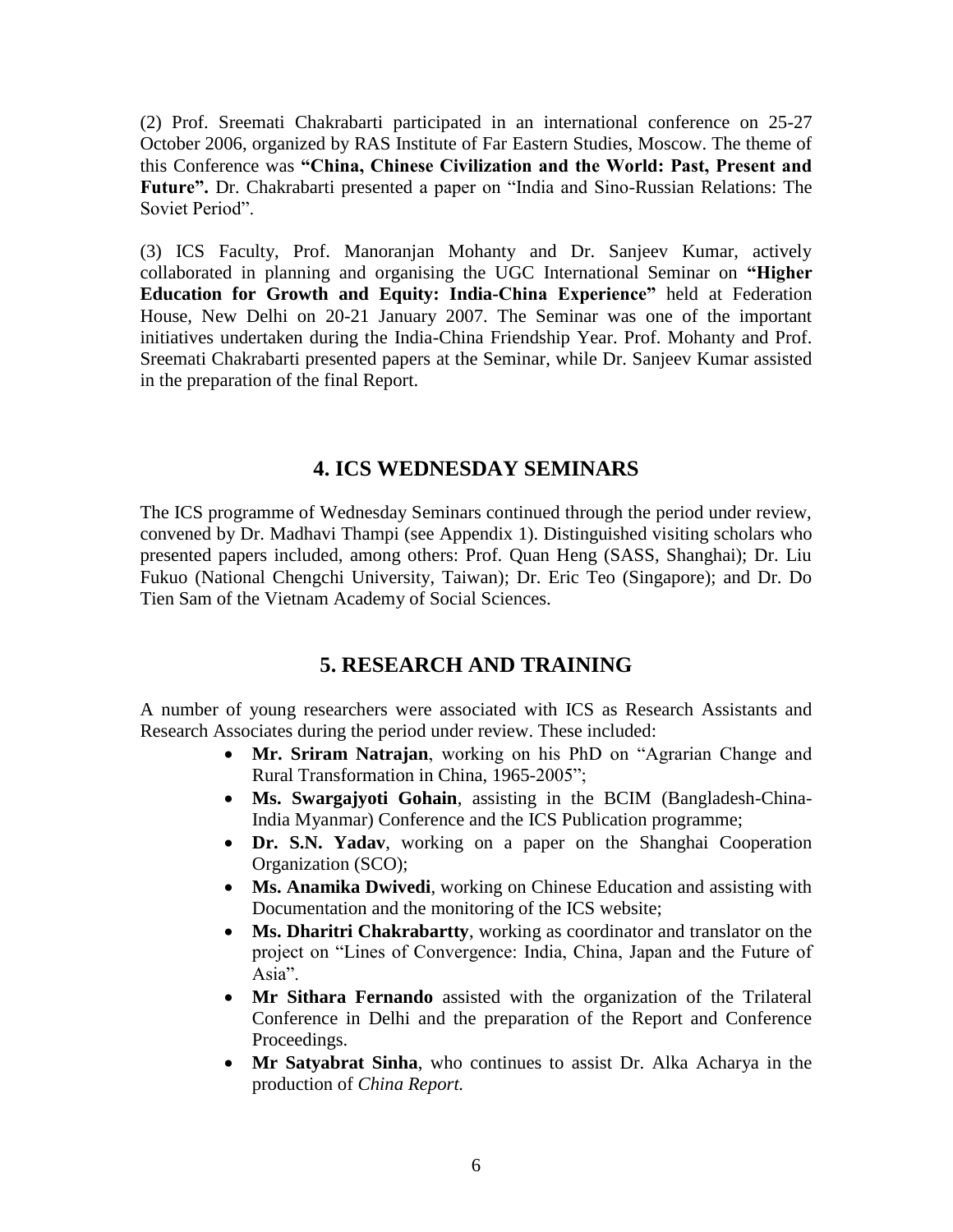(2) Prof. Sreemati Chakrabarti participated in an international conference on 25-27 October 2006, organized by RAS Institute of Far Eastern Studies, Moscow. The theme of this Conference was **"China, Chinese Civilization and the World: Past, Present and Future".** Dr. Chakrabarti presented a paper on "India and Sino-Russian Relations: The Soviet Period".

(3) ICS Faculty, Prof. Manoranjan Mohanty and Dr. Sanjeev Kumar, actively collaborated in planning and organising the UGC International Seminar on **"Higher Education for Growth and Equity: India-China Experience"** held at Federation House, New Delhi on 20-21 January 2007. The Seminar was one of the important initiatives undertaken during the India-China Friendship Year. Prof. Mohanty and Prof. Sreemati Chakrabarti presented papers at the Seminar, while Dr. Sanjeev Kumar assisted in the preparation of the final Report.

## 4. ICS WEDNESDAY SEMINARS

The ICS programme of Wednesday Seminars continued through the period under review, convened by Dr. Madhavi Thampi (see Appendix 1). Distinguished visiting scholars who presented papers included, among others: Prof. Quan Heng (SASS, Shanghai); Dr. Liu Fukuo (National Chengchi University, Taiwan); Dr. Eric Teo (Singapore); and Dr. Do Tien Sam of the Vietnam Academy of Social Sciences.

## 5. RESEARCH AND TRAINING

A number of young researchers were associated with ICS as Research Assistants and Research Associates during the period under review. These included:

- **Mr. Sriram Natrajan**, working on his PhD on "Agrarian Change and Rural Transformation in China, 1965-2005";
- **Ms. Swargajyoti Gohain**, assisting in the BCIM (Bangladesh-China-India Myanmar) Conference and the ICS Publication programme;
- **Dr. S.N. Yadav**, working on a paper on the Shanghai Cooperation Organization (SCO);
- **Ms. Anamika Dwivedi**, working on Chinese Education and assisting with Documentation and the monitoring of the ICS website;
- **Ms. Dharitri Chakrabartty**, working as coordinator and translator on the project on "Lines of Convergence: India, China, Japan and the Future of Asia".
- **Mr Sithara Fernando** assisted with the organization of the Trilateral Conference in Delhi and the preparation of the Report and Conference Proceedings.
- **Mr Satyabrat Sinha**, who continues to assist Dr. Alka Acharya in the production of *China Report.*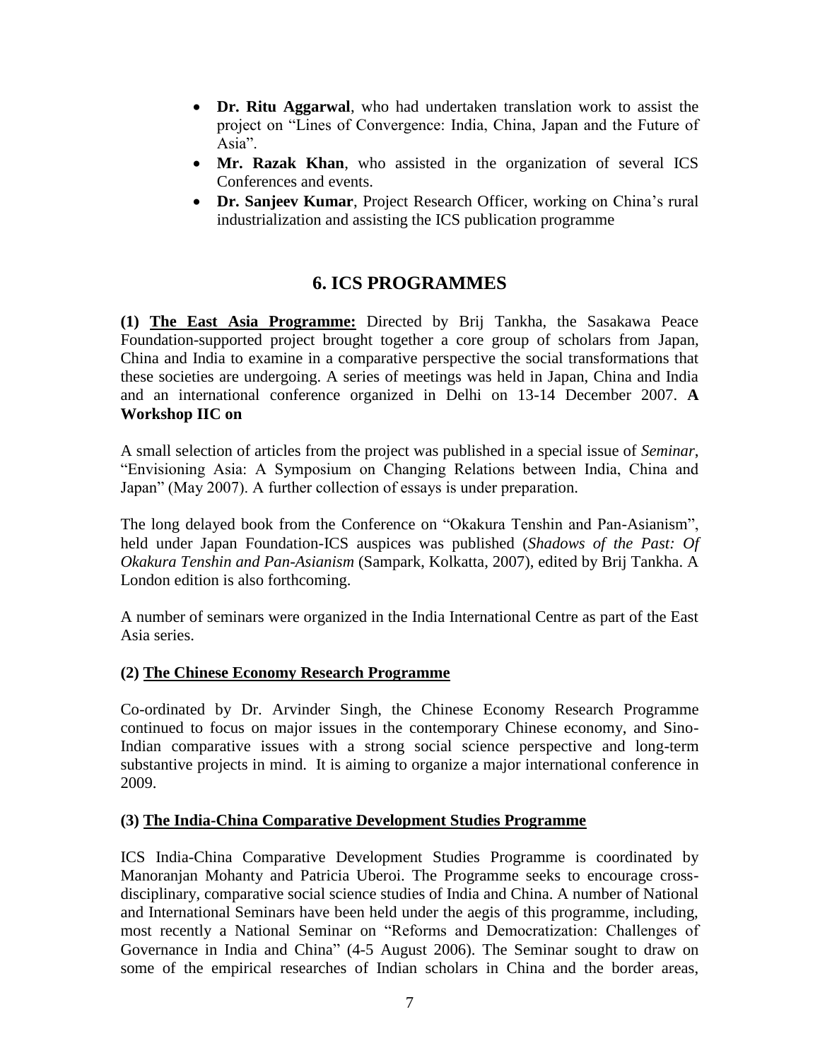- **Dr. Ritu Aggarwal**, who had undertaken translation work to assist the project on "Lines of Convergence: India, China, Japan and the Future of Asia".
- **Mr. Razak Khan**, who assisted in the organization of several ICS Conferences and events.
- **Dr. Sanjeev Kumar**, Project Research Officer, working on China's rural industrialization and assisting the ICS publication programme

## 6. ICS PROGRAMMES

**(1) The East Asia Programme:** Directed by Brij Tankha, the Sasakawa Peace Foundation-supported project brought together a core group of scholars from Japan, China and India to examine in a comparative perspective the social transformations that these societies are undergoing. A series of meetings was held in Japan, China and India and an international conference organized in Delhi on 13-14 December 2007. **A Workshop IIC on**

A small selection of articles from the project was published in a special issue of *Seminar*, "Envisioning Asia: A Symposium on Changing Relations between India, China and Japan" (May 2007). A further collection of essays is under preparation.

The long delayed book from the Conference on "Okakura Tenshin and Pan-Asianism", held under Japan Foundation-ICS auspices was published (*Shadows of the Past: Of Okakura Tenshin and Pan-Asianism* (Sampark, Kolkatta, 2007), edited by Brij Tankha. A London edition is also forthcoming.

A number of seminars were organized in the India International Centre as part of the East Asia series.

**(2) The Chinese Economy Research Programme**

Co-ordinated by Dr. Arvinder Singh, the Chinese Economy Research Programme continued to focus on major issues in the contemporary Chinese economy, and Sino-Indian comparative issues with a strong social science perspective and long-term substantive projects in mind. It is aiming to organize a major international conference in 2009.

**(3) The India-China Comparative Development Studies Programme**

ICS India-China Comparative Development Studies Programme is coordinated by Manoranjan Mohanty and Patricia Uberoi. The Programme seeks to encourage cross-disciplinary, comparative social science studies of India and China. A number of National and International Seminars have been held under the aegis of this programme, including, most recently a National Seminar on "Reforms and Democratization: Challenges of Governance in India and China" (4-5 August 2006). The Seminar sought to draw on some of the empirical researches of Indian scholars in China and the border areas,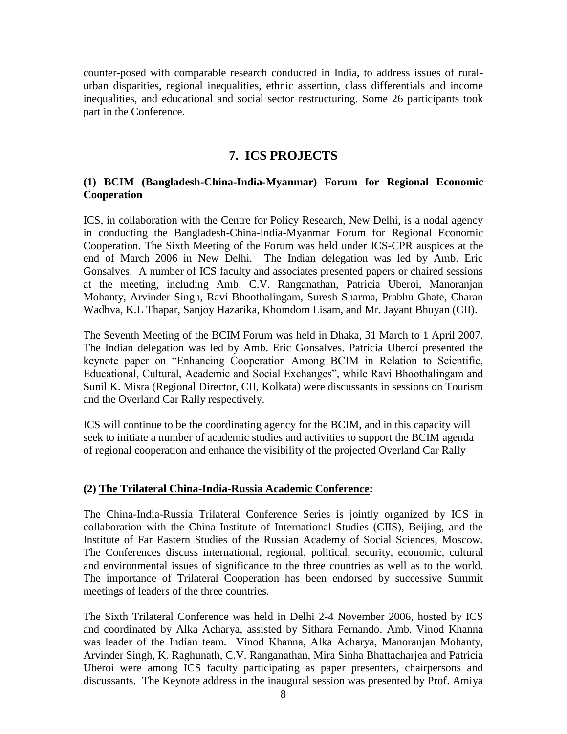counter-posed with comparable research conducted in India, to address issues of rural-urban disparities, regional inequalities, ethnic assertion, class differentials and income inequalities, and educational and social sector restructuring. Some 26 participants took part in the Conference.

## 7. ICS PROJECTS

### (1) BCIM (Bangladesh-China-India-Myanmar) Forum for Regional Economic Cooperation

ICS, in collaboration with the Centre for Policy Research, New Delhi, is a nodal agency in conducting the Bangladesh-China-India-Myanmar Forum for Regional Economic Cooperation. The Sixth Meeting of the Forum was held under ICS-CPR auspices at the end of March 2006 in New Delhi. The Indian delegation was led by Amb. Eric Gonsalves. A number of ICS faculty and associates presented papers or chaired sessions at the meeting, including Amb. C.V. Ranganathan, Patricia Uberoi, Manoranjan Mohanty, Arvinder Singh, Ravi Bhoothalingam, Suresh Sharma, Prabhu Ghate, Charan Wadhva, K.L Thapar, Sanjoy Hazarika, Khomdom Lisam, and Mr. Jayant Bhuyan (CII).

The Seventh Meeting of the BCIM Forum was held in Dhaka, 31 March to 1 April 2007. The Indian delegation was led by Amb. Eric Gonsalves. Patricia Uberoi presented the keynote paper on "Enhancing Cooperation Among BCIM in Relation to Scientific, Educational, Cultural, Academic and Social Exchanges", while Ravi Bhoothalingam and Sunil K. Misra (Regional Director, CII, Kolkata) were discussants in sessions on Tourism and the Overland Car Rally respectively.

ICS will continue to be the coordinating agency for the BCIM, and in this capacity will seek to initiate a number of academic studies and activities to support the BCIM agenda of regional cooperation and enhance the visibility of the projected Overland Car Rally

### (2) The Trilateral China-India-Russia Academic Conference:

The China-India-Russia Trilateral Conference Series is jointly organized by ICS in collaboration with the China Institute of International Studies (CIIS), Beijing, and the Institute of Far Eastern Studies of the Russian Academy of Social Sciences, Moscow. The Conferences discuss international, regional, political, security, economic, cultural and environmental issues of significance to the three countries as well as to the world. The importance of Trilateral Cooperation has been endorsed by successive Summit meetings of leaders of the three countries.

The Sixth Trilateral Conference was held in Delhi 2-4 November 2006, hosted by ICS and coordinated by Alka Acharya, assisted by Sithara Fernando. Amb. Vinod Khanna was leader of the Indian team. Vinod Khanna, Alka Acharya, Manoranjan Mohanty, Arvinder Singh, K. Raghunath, C.V. Ranganathan, Mira Sinha Bhattacharjea and Patricia Uberoi were among ICS faculty participating as paper presenters, chairpersons and discussants. The Keynote address in the inaugural session was presented by Prof. Amiya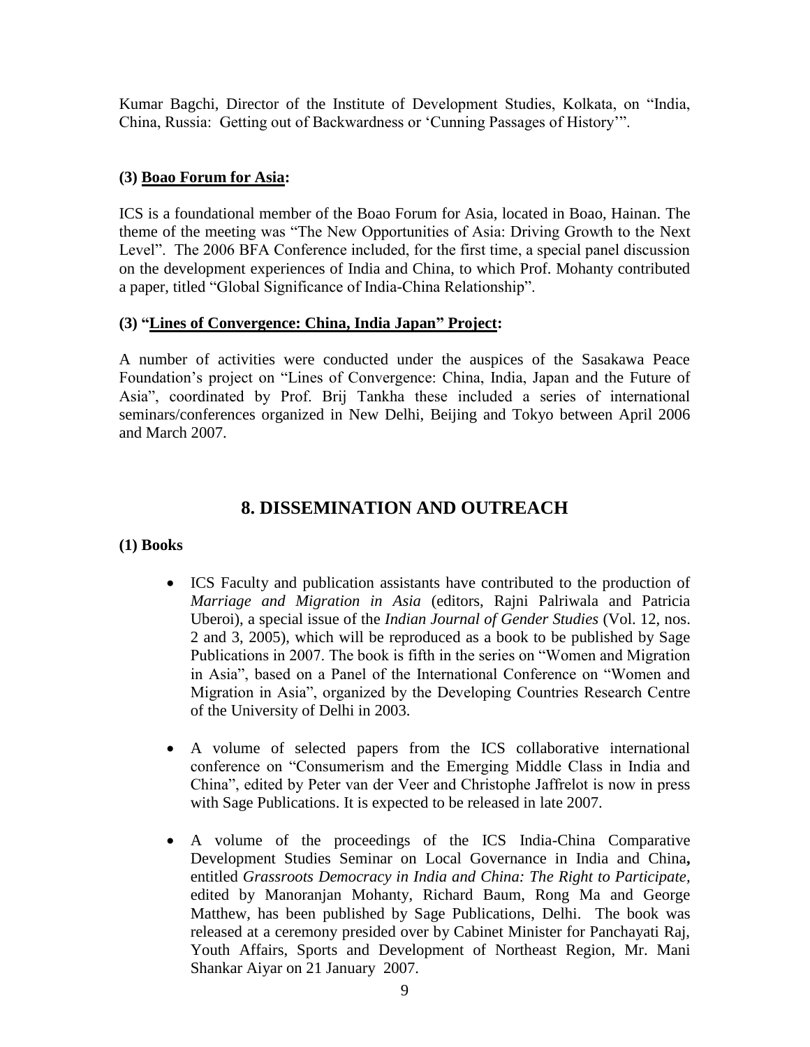Kumar Bagchi, Director of the Institute of Development Studies, Kolkata, on "India, China, Russia: Getting out of Backwardness or 'Cunning Passages of History'".

**(3) Boao Forum for Asia:**

ICS is a foundational member of the Boao Forum for Asia, located in Boao, Hainan. The theme of the meeting was "The New Opportunities of Asia: Driving Growth to the Next Level". The 2006 BFA Conference included, for the first time, a special panel discussion on the development experiences of India and China, to which Prof. Mohanty contributed a paper, titled "Global Significance of India-China Relationship".

**(3) "Lines of Convergence: China, India Japan" Project:**

A number of activities were conducted under the auspices of the Sasakawa Peace Foundation's project on "Lines of Convergence: China, India, Japan and the Future of Asia", coordinated by Prof. Brij Tankha these included a series of international seminars/conferences organized in New Delhi, Beijing and Tokyo between April 2006 and March 2007.

## 8. DISSEMINATION AND OUTREACH

**(1) Books**

- ICS Faculty and publication assistants have contributed to the production of *Marriage and Migration in Asia* (editors, Rajni Palriwala and Patricia Uberoi), a special issue of the *Indian Journal of Gender Studies* (Vol. 12, nos. 2 and 3, 2005), which will be reproduced as a book to be published by Sage Publications in 2007. The book is fifth in the series on "Women and Migration in Asia", based on a Panel of the International Conference on "Women and Migration in Asia", organized by the Developing Countries Research Centre of the University of Delhi in 2003.

- A volume of selected papers from the ICS collaborative international conference on "Consumerism and the Emerging Middle Class in India and China", edited by Peter van der Veer and Christophe Jaffrelot is now in press with Sage Publications. It is expected to be released in late 2007.

- A volume of the proceedings of the ICS India-China Comparative Development Studies Seminar on Local Governance in India and China**,** entitled *Grassroots Democracy in India and China: The Right to Participate,* edited by Manoranjan Mohanty, Richard Baum, Rong Ma and George Matthew, has been published by Sage Publications, Delhi. The book was released at a ceremony presided over by Cabinet Minister for Panchayati Raj, Youth Affairs, Sports and Development of Northeast Region, Mr. Mani Shankar Aiyar on 21 January 2007.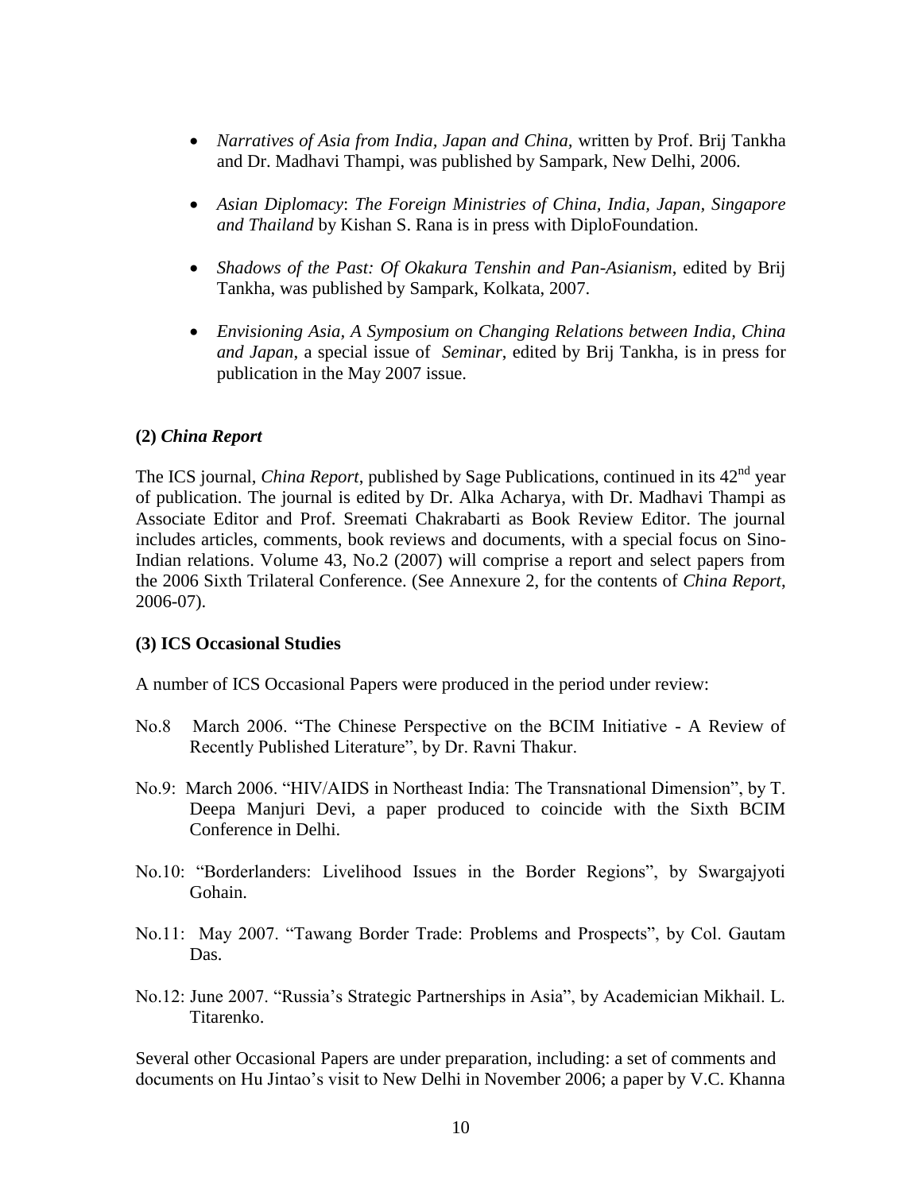- *Narratives of Asia from India, Japan and China,* written by Prof. Brij Tankha and Dr. Madhavi Thampi, was published by Sampark, New Delhi, 2006.
- *Asian Diplomacy*: *The Foreign Ministries of China, India, Japan, Singapore and Thailand* by Kishan S. Rana is in press with DiploFoundation.
- *Shadows of the Past: Of Okakura Tenshin and Pan-Asianism*, edited by Brij Tankha, was published by Sampark, Kolkata, 2007.
- *Envisioning Asia, A Symposium on Changing Relations between India, China and Japan*, a special issue of *Seminar*, edited by Brij Tankha, is in press for publication in the May 2007 issue.

### (2) *China Report*

The ICS journal, *China Report*, published by Sage Publications, continued in its 42nd year of publication. The journal is edited by Dr. Alka Acharya, with Dr. Madhavi Thampi as Associate Editor and Prof. Sreemati Chakrabarti as Book Review Editor. The journal includes articles, comments, book reviews and documents, with a special focus on Sino-Indian relations. Volume 43, No.2 (2007) will comprise a report and select papers from the 2006 Sixth Trilateral Conference. (See Annexure 2, for the contents of *China Report*, 2006-07).

### (3) ICS Occasional Studies

A number of ICS Occasional Papers were produced in the period under review:

No.8 March 2006. "The Chinese Perspective on the BCIM Initiative - A Review of Recently Published Literature", by Dr. Ravni Thakur.

No.9: March 2006. "HIV/AIDS in Northeast India: The Transnational Dimension", by T. Deepa Manjuri Devi, a paper produced to coincide with the Sixth BCIM Conference in Delhi.

No.10: "Borderlanders: Livelihood Issues in the Border Regions", by Swargajyoti Gohain.

No.11: May 2007. "Tawang Border Trade: Problems and Prospects", by Col. Gautam Das.

No.12: June 2007. "Russia's Strategic Partnerships in Asia", by Academician Mikhail. L. Titarenko.

Several other Occasional Papers are under preparation, including: a set of comments and documents on Hu Jintao's visit to New Delhi in November 2006; a paper by V.C. Khanna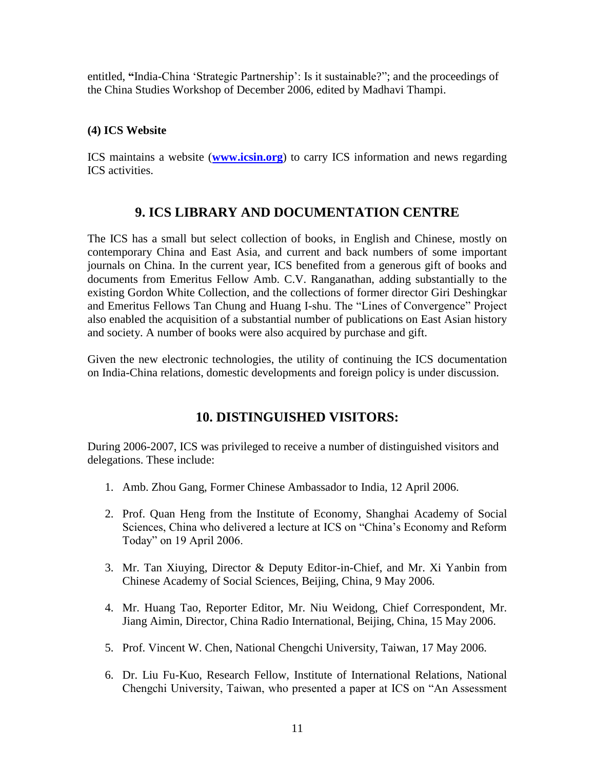entitled, **"**India-China 'Strategic Partnership': Is it sustainable?"; and the proceedings of the China Studies Workshop of December 2006, edited by Madhavi Thampi.

**(4) ICS Website**

ICS maintains a website (**www.icsin.org**) to carry ICS information and news regarding ICS activities.

## 9. ICS LIBRARY AND DOCUMENTATION CENTRE

The ICS has a small but select collection of books, in English and Chinese, mostly on contemporary China and East Asia, and current and back numbers of some important journals on China. In the current year, ICS benefited from a generous gift of books and documents from Emeritus Fellow Amb. C.V. Ranganathan, adding substantially to the existing Gordon White Collection, and the collections of former director Giri Deshingkar and Emeritus Fellows Tan Chung and Huang I-shu. The "Lines of Convergence" Project also enabled the acquisition of a substantial number of publications on East Asian history and society. A number of books were also acquired by purchase and gift.

Given the new electronic technologies, the utility of continuing the ICS documentation on India-China relations, domestic developments and foreign policy is under discussion.

## 10. DISTINGUISHED VISITORS:

During 2006-2007, ICS was privileged to receive a number of distinguished visitors and delegations. These include:

1. Amb. Zhou Gang, Former Chinese Ambassador to India, 12 April 2006.
2. Prof. Quan Heng from the Institute of Economy, Shanghai Academy of Social Sciences, China who delivered a lecture at ICS on "China's Economy and Reform Today" on 19 April 2006.
3. Mr. Tan Xiuying, Director & Deputy Editor-in-Chief, and Mr. Xi Yanbin from Chinese Academy of Social Sciences, Beijing, China, 9 May 2006.
4. Mr. Huang Tao, Reporter Editor, Mr. Niu Weidong, Chief Correspondent, Mr. Jiang Aimin, Director, China Radio International, Beijing, China, 15 May 2006.
5. Prof. Vincent W. Chen, National Chengchi University, Taiwan, 17 May 2006.
6. Dr. Liu Fu-Kuo, Research Fellow, Institute of International Relations, National Chengchi University, Taiwan, who presented a paper at ICS on "An Assessment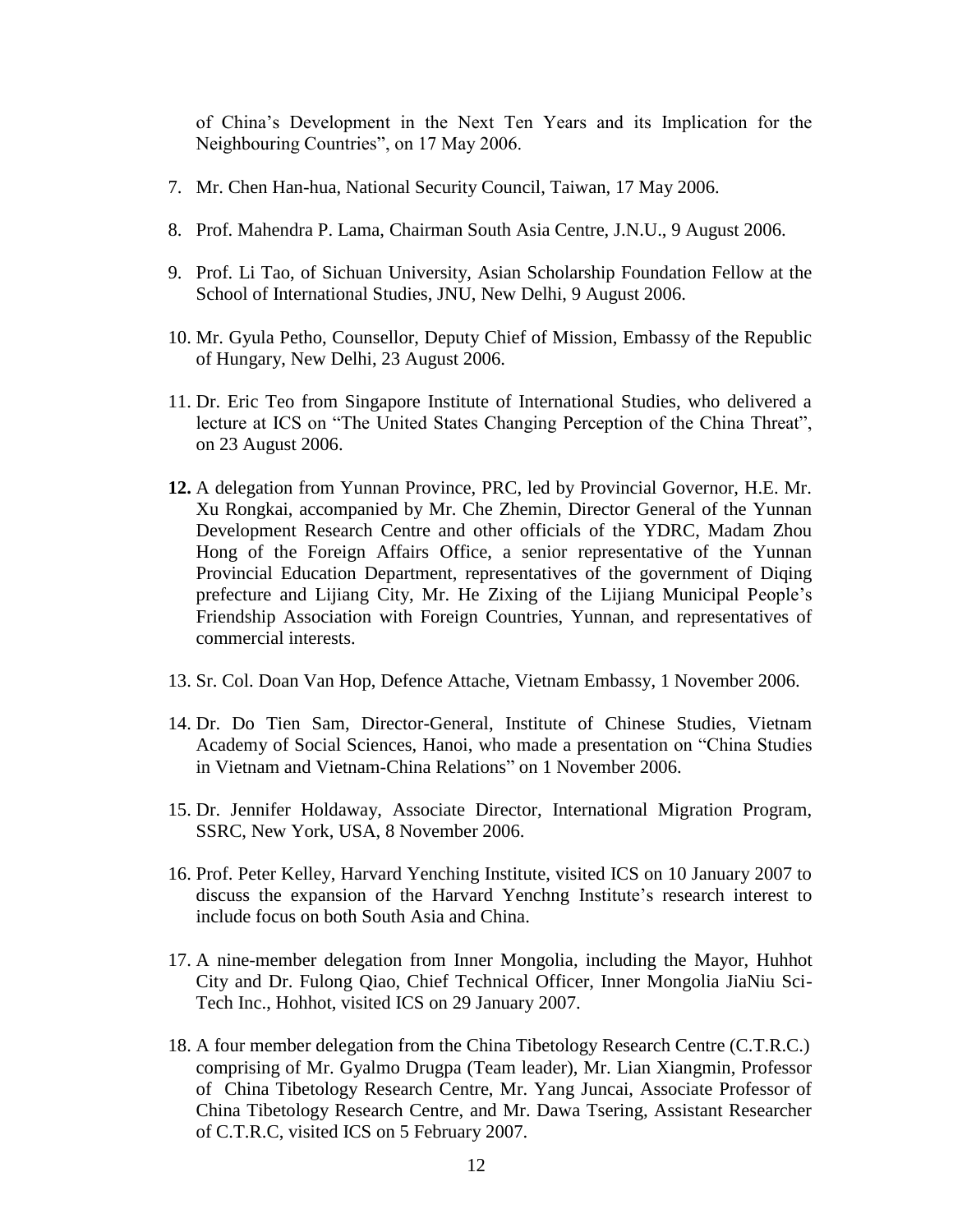of China's Development in the Next Ten Years and its Implication for the Neighbouring Countries", on 17 May 2006.

7. Mr. Chen Han-hua, National Security Council, Taiwan, 17 May 2006.

8. Prof. Mahendra P. Lama, Chairman South Asia Centre, J.N.U., 9 August 2006.

9. Prof. Li Tao, of Sichuan University, Asian Scholarship Foundation Fellow at the School of International Studies, JNU, New Delhi, 9 August 2006.

10. Mr. Gyula Petho, Counsellor, Deputy Chief of Mission, Embassy of the Republic of Hungary, New Delhi, 23 August 2006.

11. Dr. Eric Teo from Singapore Institute of International Studies, who delivered a lecture at ICS on "The United States Changing Perception of the China Threat", on 23 August 2006.

12. A delegation from Yunnan Province, PRC, led by Provincial Governor, H.E. Mr. Xu Rongkai, accompanied by Mr. Che Zhemin, Director General of the Yunnan Development Research Centre and other officials of the YDRC, Madam Zhou Hong of the Foreign Affairs Office, a senior representative of the Yunnan Provincial Education Department, representatives of the government of Diqing prefecture and Lijiang City, Mr. He Zixing of the Lijiang Municipal People's Friendship Association with Foreign Countries, Yunnan, and representatives of commercial interests.

13. Sr. Col. Doan Van Hop, Defence Attache, Vietnam Embassy, 1 November 2006.

14. Dr. Do Tien Sam, Director-General, Institute of Chinese Studies, Vietnam Academy of Social Sciences, Hanoi, who made a presentation on "China Studies in Vietnam and Vietnam-China Relations" on 1 November 2006.

15. Dr. Jennifer Holdaway, Associate Director, International Migration Program, SSRC, New York, USA, 8 November 2006.

16. Prof. Peter Kelley, Harvard Yenching Institute, visited ICS on 10 January 2007 to discuss the expansion of the Harvard Yenchng Institute's research interest to include focus on both South Asia and China.

17. A nine-member delegation from Inner Mongolia, including the Mayor, Huhhot City and Dr. Fulong Qiao, Chief Technical Officer, Inner Mongolia JiaNiu Sci-Tech Inc., Hohhot, visited ICS on 29 January 2007.

18. A four member delegation from the China Tibetology Research Centre (C.T.R.C.) comprising of Mr. Gyalmo Drugpa (Team leader), Mr. Lian Xiangmin, Professor of China Tibetology Research Centre, Mr. Yang Juncai, Associate Professor of China Tibetology Research Centre, and Mr. Dawa Tsering, Assistant Researcher of C.T.R.C, visited ICS on 5 February 2007.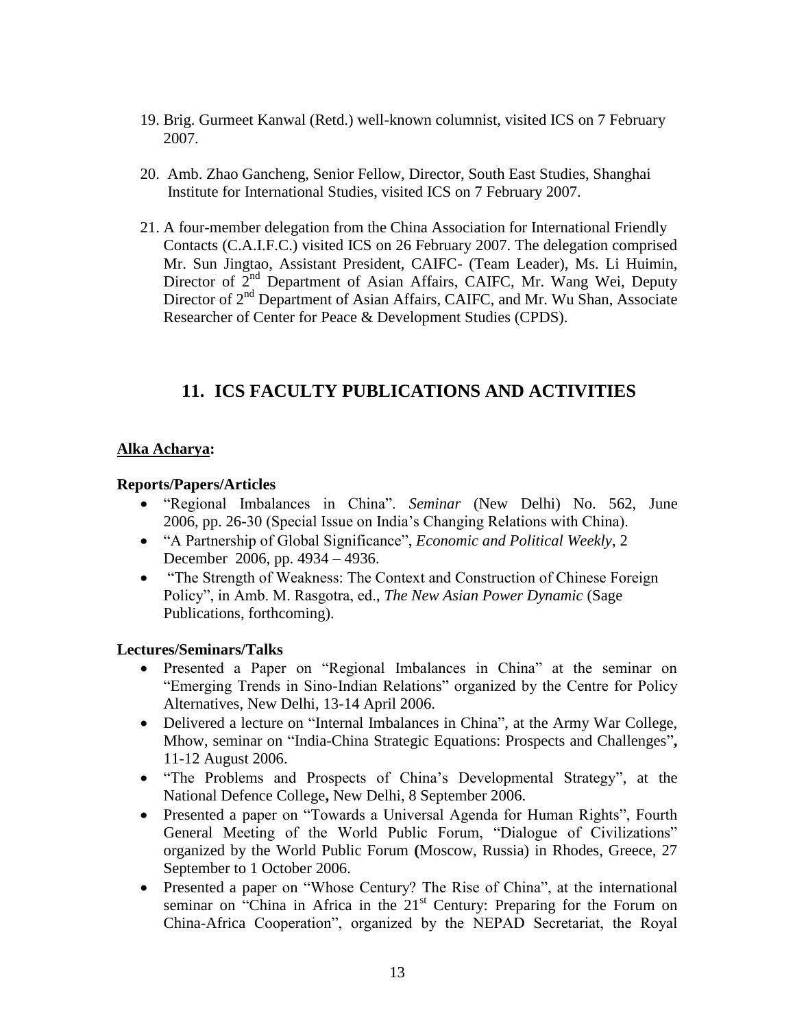19. Brig. Gurmeet Kanwal (Retd.) well-known columnist, visited ICS on 7 February 2007.

20. Amb. Zhao Gancheng, Senior Fellow, Director, South East Studies, Shanghai Institute for International Studies, visited ICS on 7 February 2007.

21. A four-member delegation from the China Association for International Friendly Contacts (C.A.I.F.C.) visited ICS on 26 February 2007. The delegation comprised Mr. Sun Jingtao, Assistant President, CAIFC- (Team Leader), Ms. Li Huimin, Director of 2nd Department of Asian Affairs, CAIFC, Mr. Wang Wei, Deputy Director of 2nd Department of Asian Affairs, CAIFC, and Mr. Wu Shan, Associate Researcher of Center for Peace & Development Studies (CPDS).

## 11. ICS FACULTY PUBLICATIONS AND ACTIVITIES

**Alka Acharya:**

**Reports/Papers/Articles**

- "Regional Imbalances in China". *Seminar* (New Delhi) No. 562, June 2006, pp. 26-30 (Special Issue on India's Changing Relations with China).
- "A Partnership of Global Significance", *Economic and Political Weekly*, 2 December 2006, pp. 4934 – 4936.
- "The Strength of Weakness: The Context and Construction of Chinese Foreign Policy", in Amb. M. Rasgotra, ed., *The New Asian Power Dynamic* (Sage Publications, forthcoming).

**Lectures/Seminars/Talks**

- Presented a Paper on "Regional Imbalances in China" at the seminar on "Emerging Trends in Sino-Indian Relations" organized by the Centre for Policy Alternatives, New Delhi, 13-14 April 2006.
- Delivered a lecture on "Internal Imbalances in China", at the Army War College, Mhow, seminar on "India-China Strategic Equations: Prospects and Challenges"**,** 11-12 August 2006.
- "The Problems and Prospects of China's Developmental Strategy", at the National Defence College**,** New Delhi, 8 September 2006.
- Presented a paper on "Towards a Universal Agenda for Human Rights", Fourth General Meeting of the World Public Forum, "Dialogue of Civilizations" organized by the World Public Forum **(**Moscow, Russia) in Rhodes, Greece, 27 September to 1 October 2006.
- Presented a paper on "Whose Century? The Rise of China", at the international seminar on "China in Africa in the 21st Century: Preparing for the Forum on China-Africa Cooperation", organized by the NEPAD Secretariat, the Royal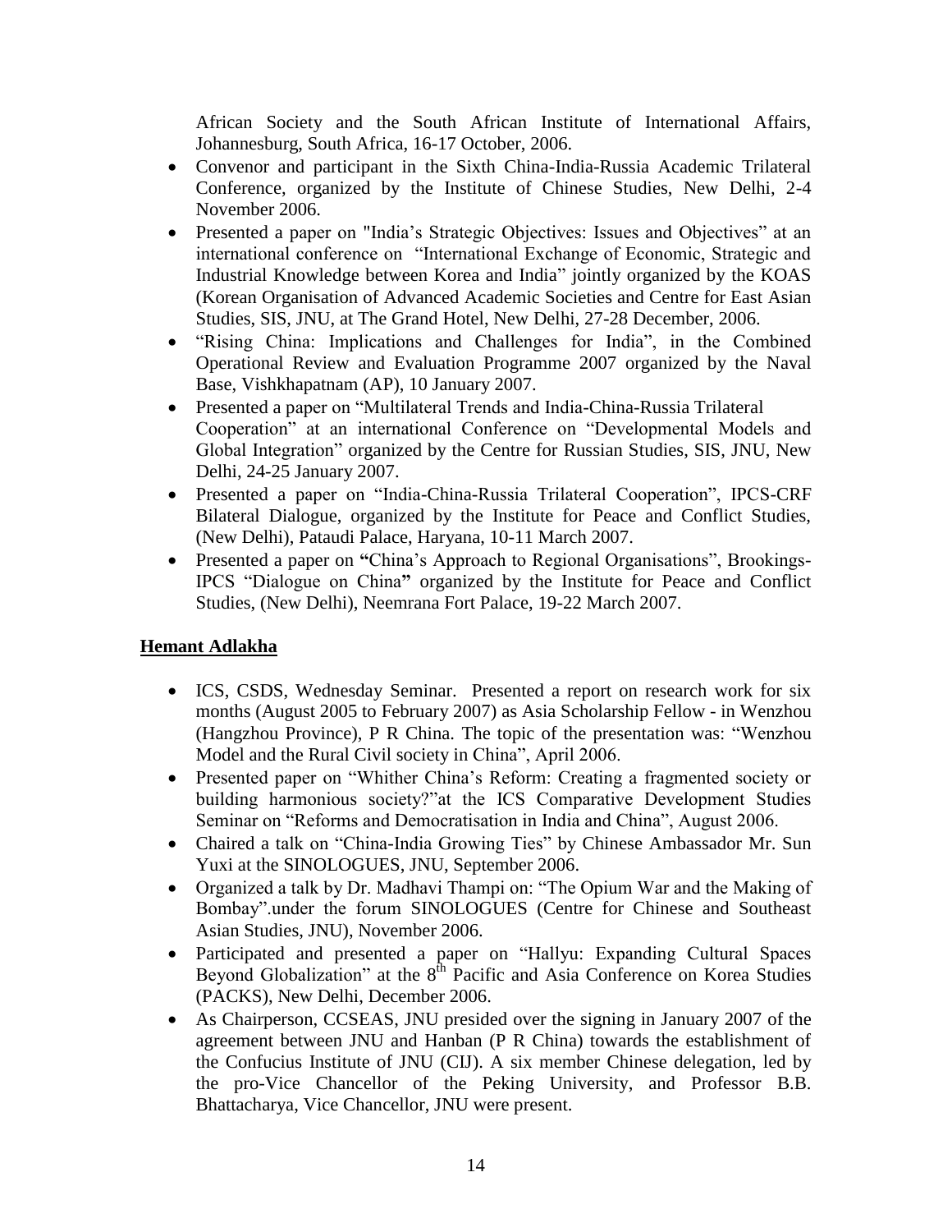African Society and the South African Institute of International Affairs, Johannesburg, South Africa, 16-17 October, 2006.

- Convenor and participant in the Sixth China-India-Russia Academic Trilateral Conference, organized by the Institute of Chinese Studies, New Delhi, 2-4 November 2006.
- Presented a paper on "India's Strategic Objectives: Issues and Objectives" at an international conference on "International Exchange of Economic, Strategic and Industrial Knowledge between Korea and India" jointly organized by the KOAS (Korean Organisation of Advanced Academic Societies and Centre for East Asian Studies, SIS, JNU, at The Grand Hotel, New Delhi, 27-28 December, 2006.
- "Rising China: Implications and Challenges for India", in the Combined Operational Review and Evaluation Programme 2007 organized by the Naval Base, Vishkhapatnam (AP), 10 January 2007.
- Presented a paper on "Multilateral Trends and India-China-Russia Trilateral Cooperation" at an international Conference on "Developmental Models and Global Integration" organized by the Centre for Russian Studies, SIS, JNU, New Delhi, 24-25 January 2007.
- Presented a paper on "India-China-Russia Trilateral Cooperation", IPCS-CRF Bilateral Dialogue, organized by the Institute for Peace and Conflict Studies, (New Delhi), Pataudi Palace, Haryana, 10-11 March 2007.
- Presented a paper on **"**China's Approach to Regional Organisations", Brookings-IPCS "Dialogue on China**"** organized by the Institute for Peace and Conflict Studies, (New Delhi), Neemrana Fort Palace, 19-22 March 2007.

## Hemant Adlakha

- ICS, CSDS, Wednesday Seminar. Presented a report on research work for six months (August 2005 to February 2007) as Asia Scholarship Fellow - in Wenzhou (Hangzhou Province), P R China. The topic of the presentation was: "Wenzhou Model and the Rural Civil society in China", April 2006.
- Presented paper on "Whither China's Reform: Creating a fragmented society or building harmonious society?"at the ICS Comparative Development Studies Seminar on "Reforms and Democratisation in India and China", August 2006.
- Chaired a talk on "China-India Growing Ties" by Chinese Ambassador Mr. Sun Yuxi at the SINOLOGUES, JNU, September 2006.
- Organized a talk by Dr. Madhavi Thampi on: "The Opium War and the Making of Bombay".under the forum SINOLOGUES (Centre for Chinese and Southeast Asian Studies, JNU), November 2006.
- Participated and presented a paper on "Hallyu: Expanding Cultural Spaces Beyond Globalization" at the 8th Pacific and Asia Conference on Korea Studies (PACKS), New Delhi, December 2006.
- As Chairperson, CCSEAS, JNU presided over the signing in January 2007 of the agreement between JNU and Hanban (P R China) towards the establishment of the Confucius Institute of JNU (CIJ). A six member Chinese delegation, led by the pro-Vice Chancellor of the Peking University, and Professor B.B. Bhattacharya, Vice Chancellor, JNU were present.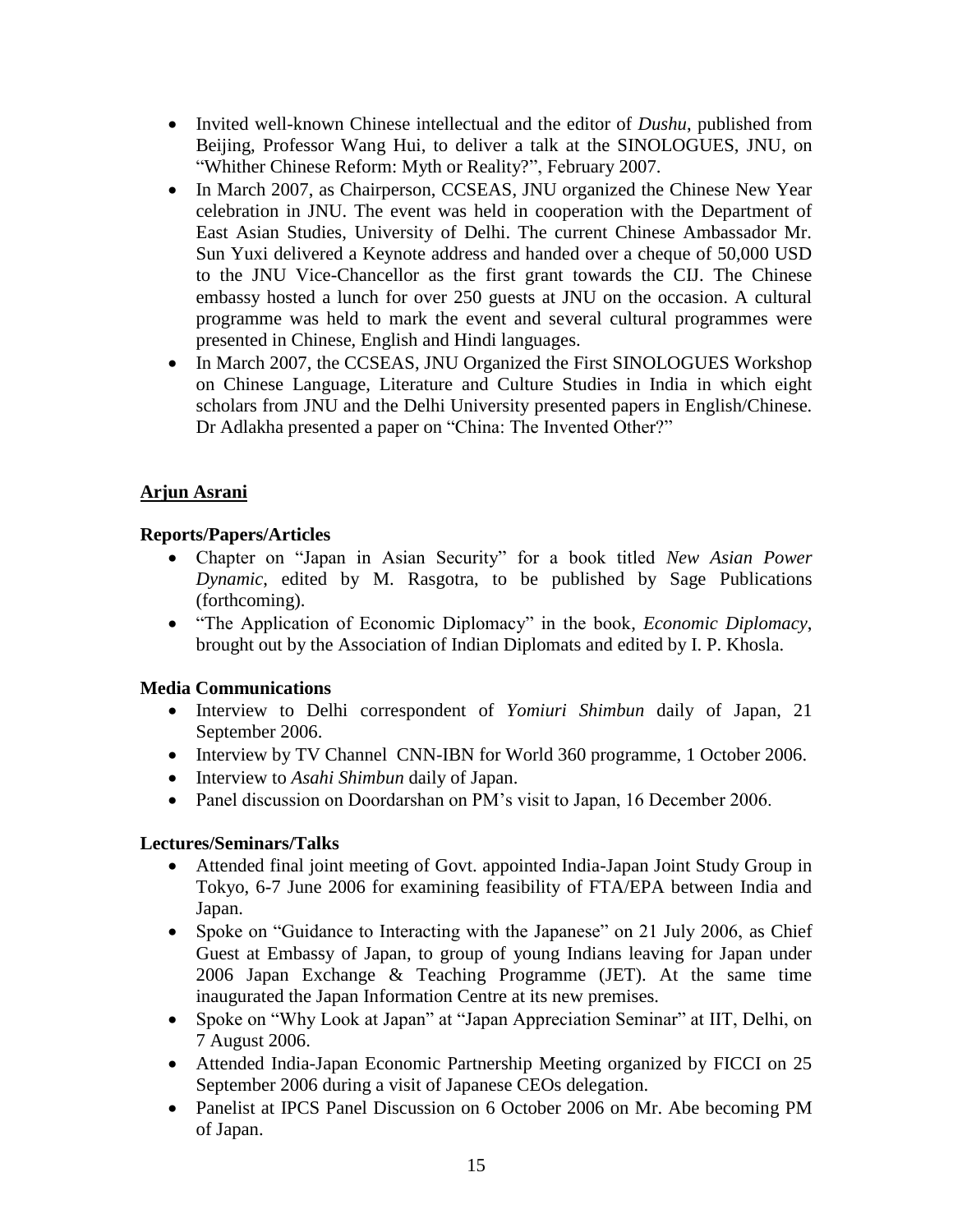- Invited well-known Chinese intellectual and the editor of *Dushu*, published from Beijing, Professor Wang Hui, to deliver a talk at the SINOLOGUES, JNU, on "Whither Chinese Reform: Myth or Reality?", February 2007.
- In March 2007, as Chairperson, CCSEAS, JNU organized the Chinese New Year celebration in JNU. The event was held in cooperation with the Department of East Asian Studies, University of Delhi. The current Chinese Ambassador Mr. Sun Yuxi delivered a Keynote address and handed over a cheque of 50,000 USD to the JNU Vice-Chancellor as the first grant towards the CIJ. The Chinese embassy hosted a lunch for over 250 guests at JNU on the occasion. A cultural programme was held to mark the event and several cultural programmes were presented in Chinese, English and Hindi languages.
- In March 2007, the CCSEAS, JNU Organized the First SINOLOGUES Workshop on Chinese Language, Literature and Culture Studies in India in which eight scholars from JNU and the Delhi University presented papers in English/Chinese. Dr Adlakha presented a paper on "China: The Invented Other?"

## <u>Arjun Asrani</u>

### Reports/Papers/Articles

- Chapter on "Japan in Asian Security" for a book titled *New Asian Power Dynamic*, edited by M. Rasgotra, to be published by Sage Publications (forthcoming).
- "The Application of Economic Diplomacy" in the book, *Economic Diplomacy*, brought out by the Association of Indian Diplomats and edited by I. P. Khosla.

### Media Communications

- Interview to Delhi correspondent of *Yomiuri Shimbun* daily of Japan, 21 September 2006.
- Interview by TV Channel CNN-IBN for World 360 programme, 1 October 2006.
- Interview to *Asahi Shimbun* daily of Japan.
- Panel discussion on Doordarshan on PM's visit to Japan, 16 December 2006.

### Lectures/Seminars/Talks

- Attended final joint meeting of Govt. appointed India-Japan Joint Study Group in Tokyo, 6-7 June 2006 for examining feasibility of FTA/EPA between India and Japan.
- Spoke on "Guidance to Interacting with the Japanese" on 21 July 2006, as Chief Guest at Embassy of Japan, to group of young Indians leaving for Japan under 2006 Japan Exchange & Teaching Programme (JET). At the same time inaugurated the Japan Information Centre at its new premises.
- Spoke on "Why Look at Japan" at "Japan Appreciation Seminar" at IIT, Delhi, on 7 August 2006.
- Attended India-Japan Economic Partnership Meeting organized by FICCI on 25 September 2006 during a visit of Japanese CEOs delegation.
- Panelist at IPCS Panel Discussion on 6 October 2006 on Mr. Abe becoming PM of Japan.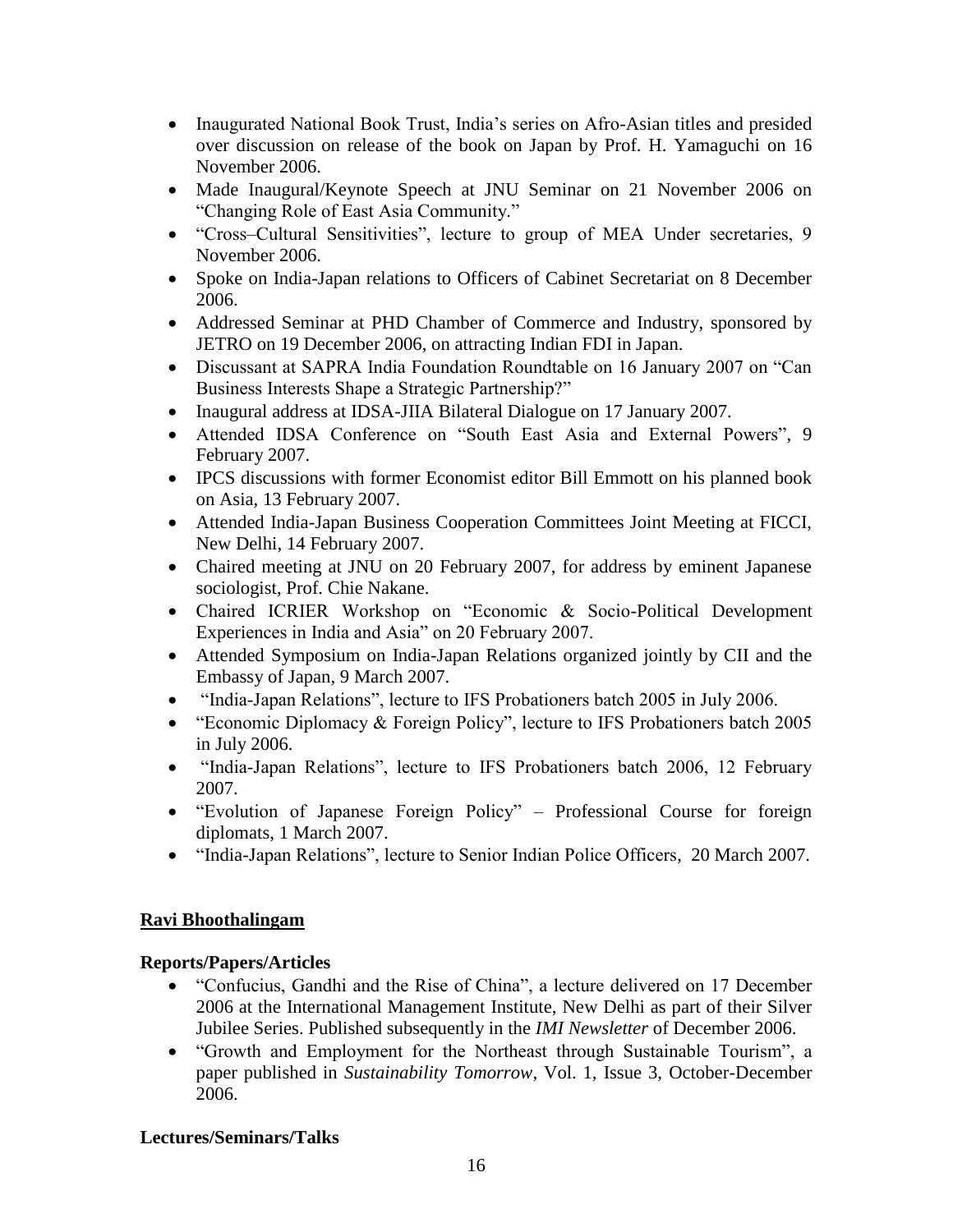- Inaugurated National Book Trust, India's series on Afro-Asian titles and presided over discussion on release of the book on Japan by Prof. H. Yamaguchi on 16 November 2006.
- Made Inaugural/Keynote Speech at JNU Seminar on 21 November 2006 on "Changing Role of East Asia Community."
- "Cross–Cultural Sensitivities", lecture to group of MEA Under secretaries, 9 November 2006.
- Spoke on India-Japan relations to Officers of Cabinet Secretariat on 8 December 2006.
- Addressed Seminar at PHD Chamber of Commerce and Industry, sponsored by JETRO on 19 December 2006, on attracting Indian FDI in Japan.
- Discussant at SAPRA India Foundation Roundtable on 16 January 2007 on "Can Business Interests Shape a Strategic Partnership?"
- Inaugural address at IDSA-JIIA Bilateral Dialogue on 17 January 2007.
- Attended IDSA Conference on "South East Asia and External Powers", 9 February 2007.
- IPCS discussions with former Economist editor Bill Emmott on his planned book on Asia, 13 February 2007.
- Attended India-Japan Business Cooperation Committees Joint Meeting at FICCI, New Delhi, 14 February 2007.
- Chaired meeting at JNU on 20 February 2007, for address by eminent Japanese sociologist, Prof. Chie Nakane.
- Chaired ICRIER Workshop on "Economic & Socio-Political Development Experiences in India and Asia" on 20 February 2007.
- Attended Symposium on India-Japan Relations organized jointly by CII and the Embassy of Japan, 9 March 2007.
- "India-Japan Relations", lecture to IFS Probationers batch 2005 in July 2006.
- "Economic Diplomacy & Foreign Policy", lecture to IFS Probationers batch 2005 in July 2006.
- "India-Japan Relations", lecture to IFS Probationers batch 2006, 12 February 2007.
- "Evolution of Japanese Foreign Policy" – Professional Course for foreign diplomats, 1 March 2007.
- "India-Japan Relations", lecture to Senior Indian Police Officers, 20 March 2007.

## Ravi Bhoothalingam

### Reports/Papers/Articles

- "Confucius, Gandhi and the Rise of China", a lecture delivered on 17 December 2006 at the International Management Institute, New Delhi as part of their Silver Jubilee Series. Published subsequently in the *IMI Newsletter* of December 2006.
- "Growth and Employment for the Northeast through Sustainable Tourism", a paper published in *Sustainability Tomorrow*, Vol. 1, Issue 3, October-December 2006.

### Lectures/Seminars/Talks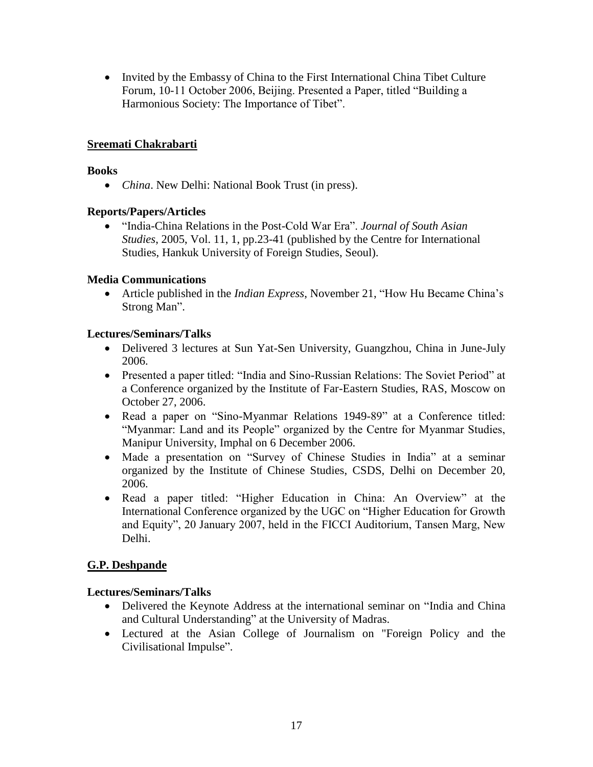- Invited by the Embassy of China to the First International China Tibet Culture Forum, 10-11 October 2006, Beijing. Presented a Paper, titled "Building a Harmonious Society: The Importance of Tibet".

## Sreemati Chakrabarti

### Books

- *China*. New Delhi: National Book Trust (in press).

### Reports/Papers/Articles

- "India-China Relations in the Post-Cold War Era". *Journal of South Asian Studies*, 2005, Vol. 11, 1, pp.23-41 (published by the Centre for International Studies, Hankuk University of Foreign Studies, Seoul).

### Media Communications

- Article published in the *Indian Express*, November 21, "How Hu Became China's Strong Man".

### Lectures/Seminars/Talks

- Delivered 3 lectures at Sun Yat-Sen University, Guangzhou, China in June-July 2006.
- Presented a paper titled: "India and Sino-Russian Relations: The Soviet Period" at a Conference organized by the Institute of Far-Eastern Studies, RAS, Moscow on October 27, 2006.
- Read a paper on "Sino-Myanmar Relations 1949-89" at a Conference titled: "Myanmar: Land and its People" organized by the Centre for Myanmar Studies, Manipur University, Imphal on 6 December 2006.
- Made a presentation on "Survey of Chinese Studies in India" at a seminar organized by the Institute of Chinese Studies, CSDS, Delhi on December 20, 2006.
- Read a paper titled: "Higher Education in China: An Overview" at the International Conference organized by the UGC on "Higher Education for Growth and Equity", 20 January 2007, held in the FICCI Auditorium, Tansen Marg, New Delhi.

## G.P. Deshpande

### Lectures/Seminars/Talks

- Delivered the Keynote Address at the international seminar on "India and China and Cultural Understanding" at the University of Madras.
- Lectured at the Asian College of Journalism on "Foreign Policy and the Civilisational Impulse".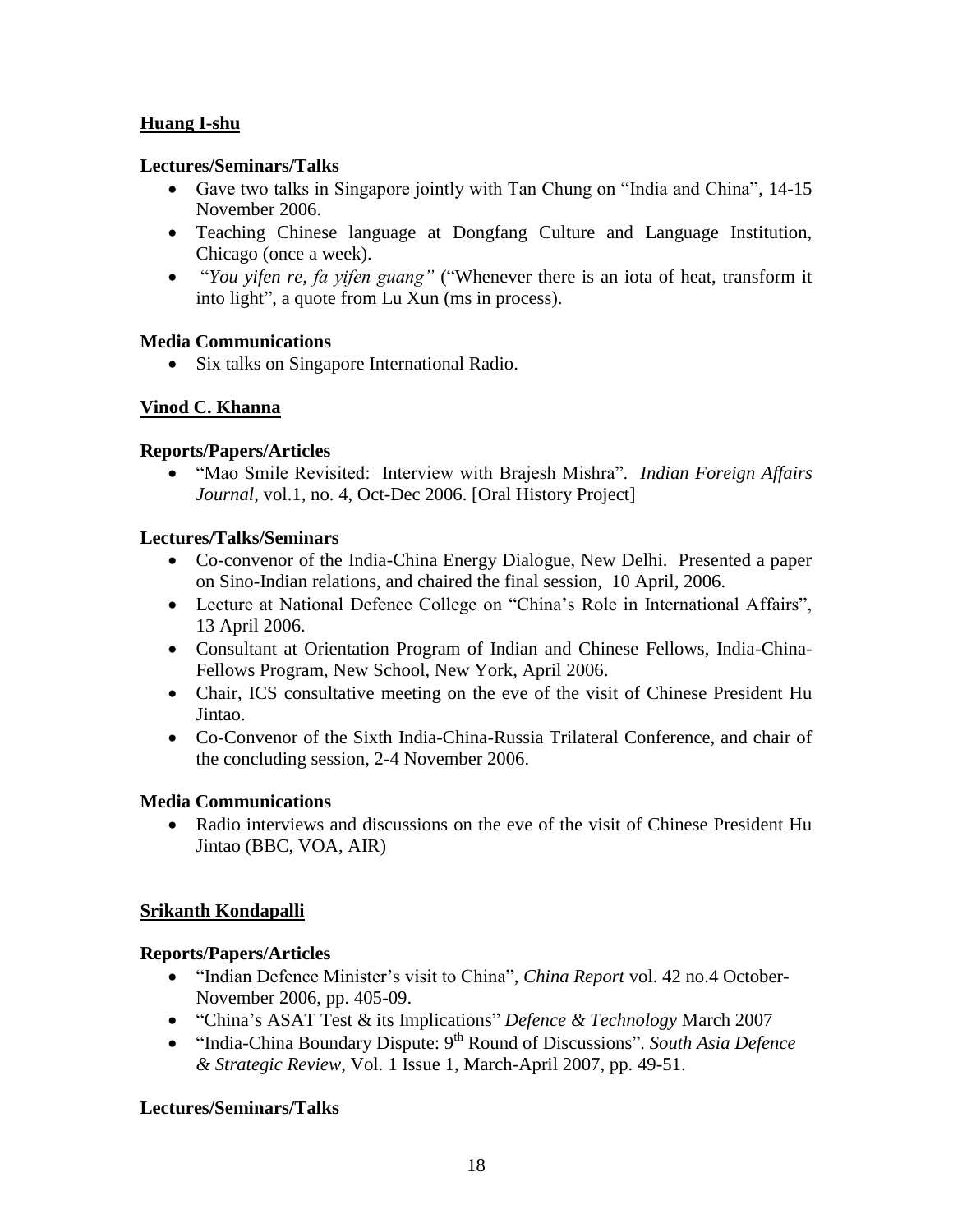## Huang I-shu

### Lectures/Seminars/Talks

- Gave two talks in Singapore jointly with Tan Chung on "India and China", 14-15 November 2006.
- Teaching Chinese language at Dongfang Culture and Language Institution, Chicago (once a week).
- "*You yifen re, fa yifen guang"* ("Whenever there is an iota of heat, transform it into light", a quote from Lu Xun (ms in process).

### Media Communications

- Six talks on Singapore International Radio.

## Vinod C. Khanna

### Reports/Papers/Articles

- "Mao Smile Revisited: Interview with Brajesh Mishra". *Indian Foreign Affairs Journal*, vol.1, no. 4, Oct-Dec 2006. [Oral History Project]

### Lectures/Talks/Seminars

- Co-convenor of the India-China Energy Dialogue, New Delhi. Presented a paper on Sino-Indian relations, and chaired the final session, 10 April, 2006.
- Lecture at National Defence College on "China's Role in International Affairs", 13 April 2006.
- Consultant at Orientation Program of Indian and Chinese Fellows, India-China-Fellows Program, New School, New York, April 2006.
- Chair, ICS consultative meeting on the eve of the visit of Chinese President Hu Jintao.
- Co-Convenor of the Sixth India-China-Russia Trilateral Conference, and chair of the concluding session, 2-4 November 2006.

### Media Communications

- Radio interviews and discussions on the eve of the visit of Chinese President Hu Jintao (BBC, VOA, AIR)

## Srikanth Kondapalli

### Reports/Papers/Articles

- "Indian Defence Minister's visit to China", *China Report* vol. 42 no.4 October-November 2006, pp. 405-09.
- "China's ASAT Test & its Implications" *Defence & Technology* March 2007
- "India-China Boundary Dispute: 9th Round of Discussions". *South Asia Defence & Strategic Review*, Vol. 1 Issue 1, March-April 2007, pp. 49-51.

### Lectures/Seminars/Talks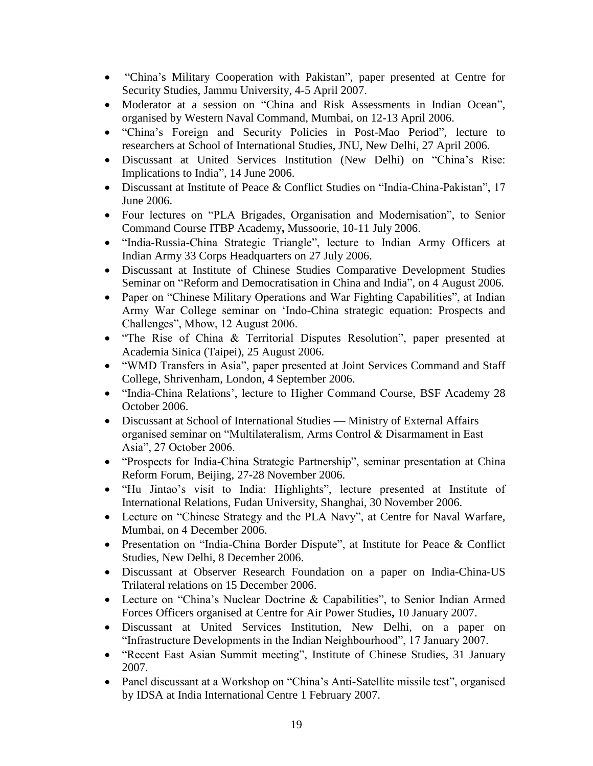- "China's Military Cooperation with Pakistan", paper presented at Centre for Security Studies, Jammu University, 4-5 April 2007.
- Moderator at a session on "China and Risk Assessments in Indian Ocean", organised by Western Naval Command, Mumbai, on 12-13 April 2006.
- "China's Foreign and Security Policies in Post-Mao Period", lecture to researchers at School of International Studies, JNU, New Delhi, 27 April 2006.
- Discussant at United Services Institution (New Delhi) on "China's Rise: Implications to India", 14 June 2006.
- Discussant at Institute of Peace & Conflict Studies on "India-China-Pakistan", 17 June 2006.
- Four lectures on "PLA Brigades, Organisation and Modernisation", to Senior Command Course ITBP Academy**,** Mussoorie, 10-11 July 2006.
- "India-Russia-China Strategic Triangle", lecture to Indian Army Officers at Indian Army 33 Corps Headquarters on 27 July 2006.
- Discussant at Institute of Chinese Studies Comparative Development Studies Seminar on "Reform and Democratisation in China and India", on 4 August 2006.
- Paper on "Chinese Military Operations and War Fighting Capabilities", at Indian Army War College seminar on 'Indo-China strategic equation: Prospects and Challenges", Mhow, 12 August 2006.
- "The Rise of China & Territorial Disputes Resolution", paper presented at Academia Sinica (Taipei), 25 August 2006.
- "WMD Transfers in Asia", paper presented at Joint Services Command and Staff College, Shrivenham, London, 4 September 2006.
- "India-China Relations', lecture to Higher Command Course, BSF Academy 28 October 2006.
- Discussant at School of International Studies — Ministry of External Affairs organised seminar on "Multilateralism, Arms Control & Disarmament in East Asia", 27 October 2006.
- "Prospects for India-China Strategic Partnership", seminar presentation at China Reform Forum, Beijing, 27-28 November 2006.
- "Hu Jintao's visit to India: Highlights", lecture presented at Institute of International Relations, Fudan University, Shanghai, 30 November 2006.
- Lecture on "Chinese Strategy and the PLA Navy", at Centre for Naval Warfare, Mumbai, on 4 December 2006.
- Presentation on "India-China Border Dispute", at Institute for Peace & Conflict Studies, New Delhi, 8 December 2006.
- Discussant at Observer Research Foundation on a paper on India-China-US Trilateral relations on 15 December 2006.
- Lecture on "China's Nuclear Doctrine & Capabilities", to Senior Indian Armed Forces Officers organised at Centre for Air Power Studies**,** 10 January 2007.
- Discussant at United Services Institution, New Delhi, on a paper on "Infrastructure Developments in the Indian Neighbourhood", 17 January 2007.
- "Recent East Asian Summit meeting", Institute of Chinese Studies, 31 January 2007.
- Panel discussant at a Workshop on "China's Anti-Satellite missile test", organised by IDSA at India International Centre 1 February 2007.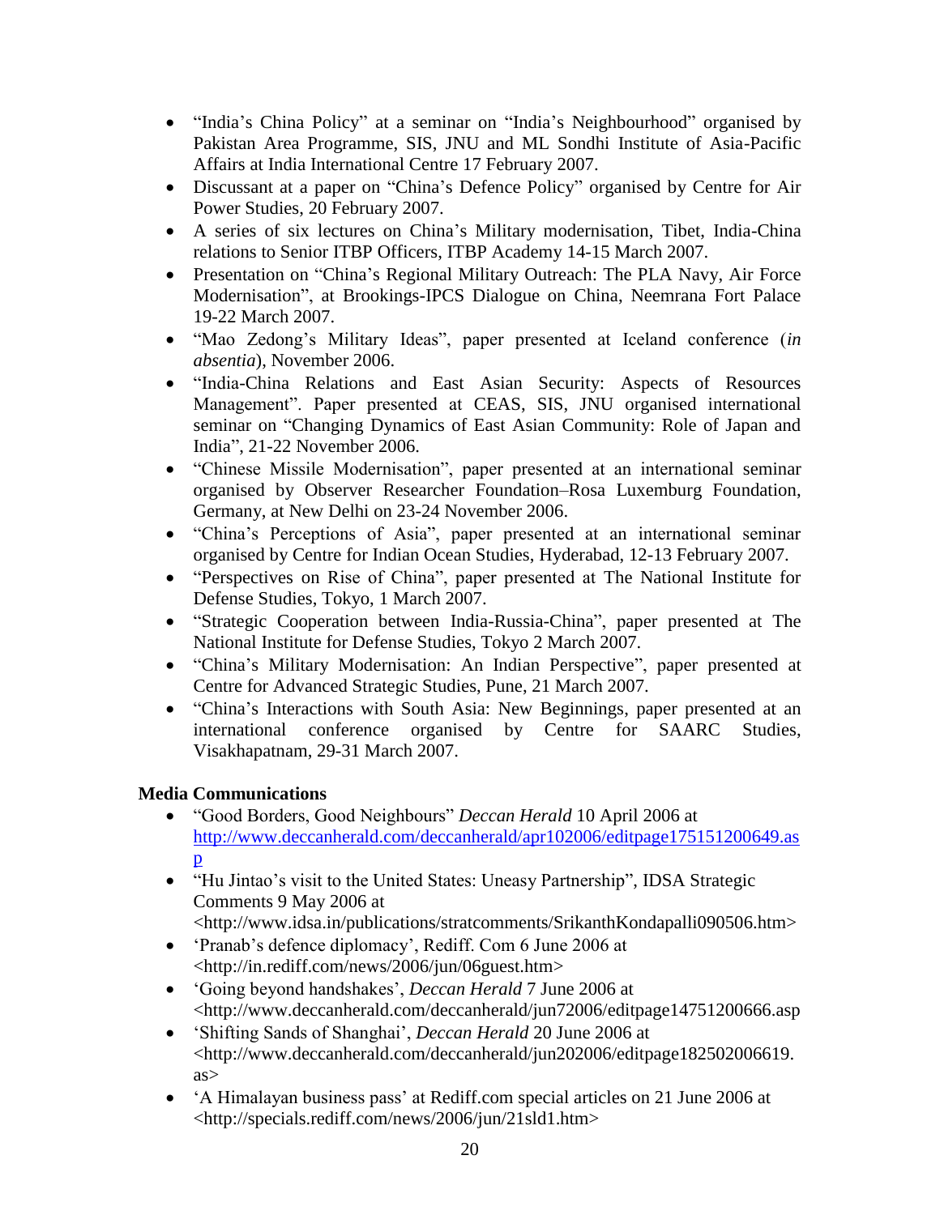- "India's China Policy" at a seminar on "India's Neighbourhood" organised by Pakistan Area Programme, SIS, JNU and ML Sondhi Institute of Asia-Pacific Affairs at India International Centre 17 February 2007.
- Discussant at a paper on "China's Defence Policy" organised by Centre for Air Power Studies, 20 February 2007.
- A series of six lectures on China's Military modernisation, Tibet, India-China relations to Senior ITBP Officers, ITBP Academy 14-15 March 2007.
- Presentation on "China's Regional Military Outreach: The PLA Navy, Air Force Modernisation", at Brookings-IPCS Dialogue on China, Neemrana Fort Palace 19-22 March 2007.
- "Mao Zedong's Military Ideas", paper presented at Iceland conference (*in absentia*), November 2006.
- "India-China Relations and East Asian Security: Aspects of Resources Management". Paper presented at CEAS, SIS, JNU organised international seminar on "Changing Dynamics of East Asian Community: Role of Japan and India", 21-22 November 2006.
- "Chinese Missile Modernisation", paper presented at an international seminar organised by Observer Researcher Foundation–Rosa Luxemburg Foundation, Germany, at New Delhi on 23-24 November 2006.
- "China's Perceptions of Asia", paper presented at an international seminar organised by Centre for Indian Ocean Studies, Hyderabad, 12-13 February 2007.
- "Perspectives on Rise of China", paper presented at The National Institute for Defense Studies, Tokyo, 1 March 2007.
- "Strategic Cooperation between India-Russia-China", paper presented at The National Institute for Defense Studies, Tokyo 2 March 2007.
- "China's Military Modernisation: An Indian Perspective", paper presented at Centre for Advanced Strategic Studies, Pune, 21 March 2007.
- "China's Interactions with South Asia: New Beginnings, paper presented at an international conference organised by Centre for SAARC Studies, Visakhapatnam, 29-31 March 2007.

**Media Communications**

- "Good Borders, Good Neighbours" *Deccan Herald* 10 April 2006 at http://www.deccanherald.com/deccanherald/apr102006/editpage175151200649.asp
- "Hu Jintao's visit to the United States: Uneasy Partnership", IDSA Strategic Comments 9 May 2006 at <http://www.idsa.in/publications/stratcomments/SrikanthKondapalli090506.htm>
- 'Pranab's defence diplomacy', Rediff. Com 6 June 2006 at <http://in.rediff.com/news/2006/jun/06guest.htm>
- 'Going beyond handshakes', *Deccan Herald* 7 June 2006 at <http://www.deccanherald.com/deccanherald/jun72006/editpage14751200666.asp
- 'Shifting Sands of Shanghai', *Deccan Herald* 20 June 2006 at <http://www.deccanherald.com/deccanherald/jun202006/editpage182502006619.as>
- 'A Himalayan business pass' at Rediff.com special articles on 21 June 2006 at <http://specials.rediff.com/news/2006/jun/21sld1.htm>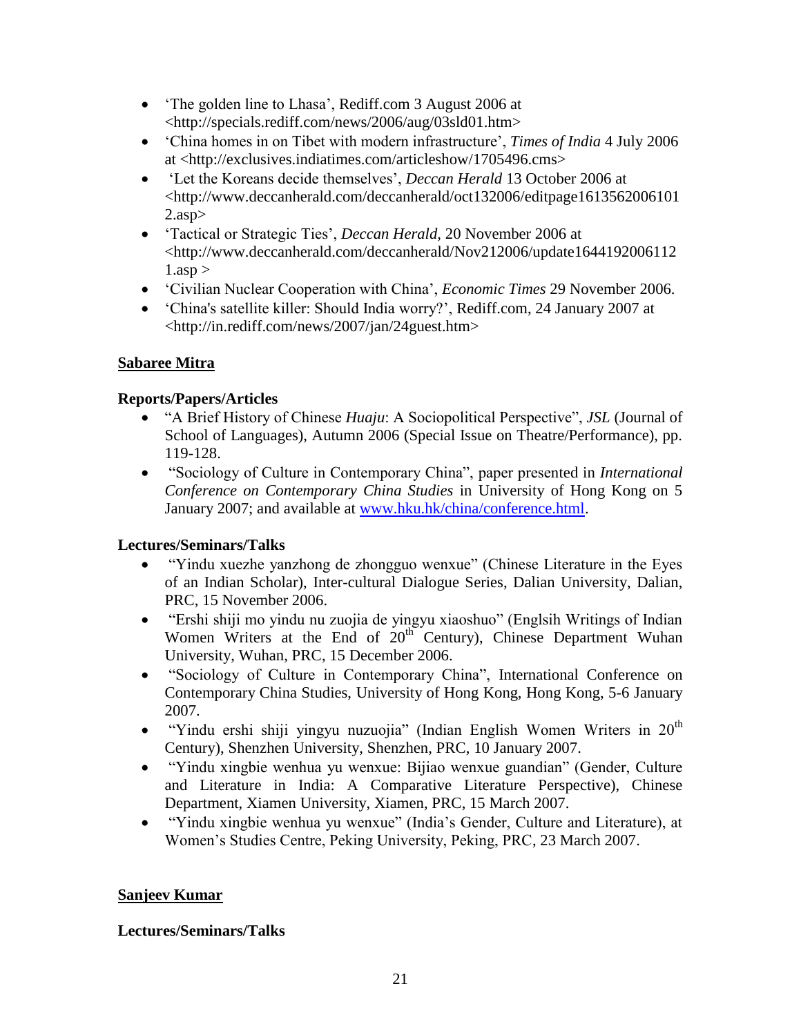- 'The golden line to Lhasa', Rediff.com 3 August 2006 at <http://specials.rediff.com/news/2006/aug/03sld01.htm>
- 'China homes in on Tibet with modern infrastructure', *Times of India* 4 July 2006 at <http://exclusives.indiatimes.com/articleshow/1705496.cms>
- 'Let the Koreans decide themselves', *Deccan Herald* 13 October 2006 at <http://www.deccanherald.com/deccanherald/oct132006/editpage16135620061012.asp>
- 'Tactical or Strategic Ties', *Deccan Herald,* 20 November 2006 at <http://www.deccanherald.com/deccanherald/Nov212006/update16441920061121.asp >
- 'Civilian Nuclear Cooperation with China', *Economic Times* 29 November 2006.
- 'China's satellite killer: Should India worry?', Rediff.com, 24 January 2007 at <http://in.rediff.com/news/2007/jan/24guest.htm>

## Sabaree Mitra

### Reports/Papers/Articles

- "A Brief History of Chinese *Huaju*: A Sociopolitical Perspective", *JSL* (Journal of School of Languages), Autumn 2006 (Special Issue on Theatre/Performance), pp. 119-128.
- "Sociology of Culture in Contemporary China", paper presented in *International Conference on Contemporary China Studies* in University of Hong Kong on 5 January 2007; and available at [www.hku.hk/china/conference.html](www.hku.hk/china/conference.html).

### Lectures/Seminars/Talks

- "Yindu xuezhe yanzhong de zhongguo wenxue" (Chinese Literature in the Eyes of an Indian Scholar), Inter-cultural Dialogue Series, Dalian University, Dalian, PRC, 15 November 2006.
- "Ershi shiji mo yindu nu zuojia de yingyu xiaoshuo" (Englsih Writings of Indian Women Writers at the End of 20th Century), Chinese Department Wuhan University, Wuhan, PRC, 15 December 2006.
- "Sociology of Culture in Contemporary China", International Conference on Contemporary China Studies, University of Hong Kong, Hong Kong, 5-6 January 2007.
- "Yindu ershi shiji yingyu nuzuojia" (Indian English Women Writers in 20th Century), Shenzhen University, Shenzhen, PRC, 10 January 2007.
- "Yindu xingbie wenhua yu wenxue: Bijiao wenxue guandian" (Gender, Culture and Literature in India: A Comparative Literature Perspective), Chinese Department, Xiamen University, Xiamen, PRC, 15 March 2007.
- "Yindu xingbie wenhua yu wenxue" (India's Gender, Culture and Literature), at Women's Studies Centre, Peking University, Peking, PRC, 23 March 2007.

## Sanjeev Kumar

### Lectures/Seminars/Talks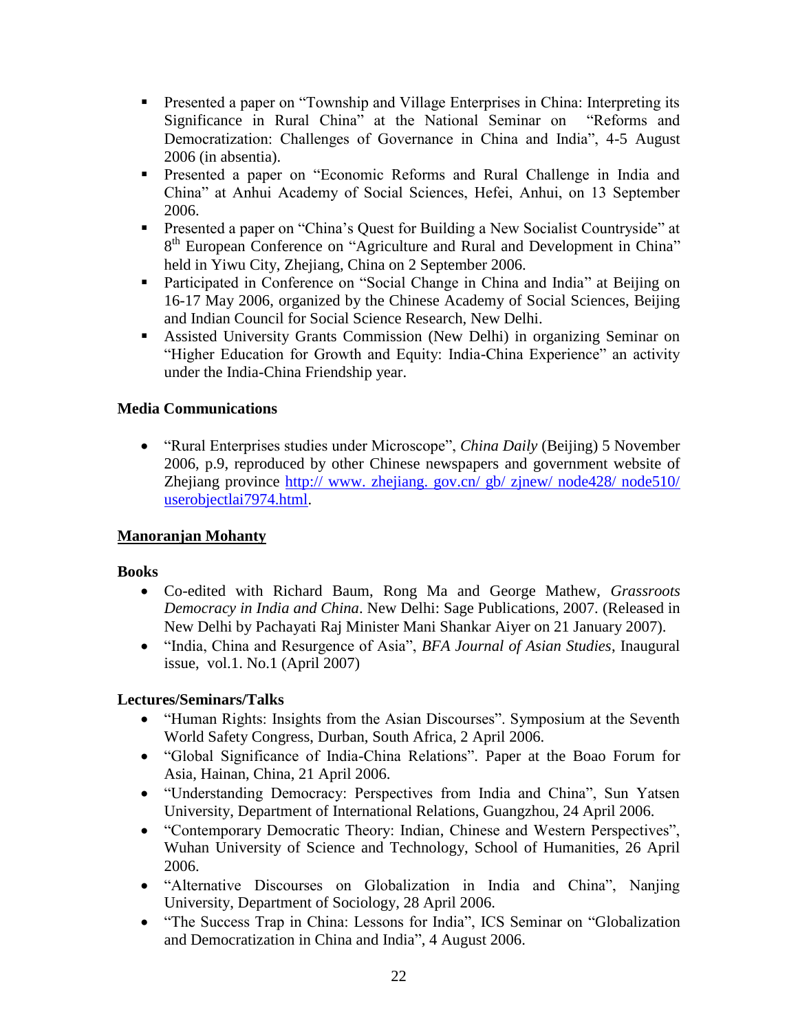- Presented a paper on "Township and Village Enterprises in China: Interpreting its Significance in Rural China" at the National Seminar on "Reforms and Democratization: Challenges of Governance in China and India", 4-5 August 2006 (in absentia).
- Presented a paper on "Economic Reforms and Rural Challenge in India and China" at Anhui Academy of Social Sciences, Hefei, Anhui, on 13 September 2006.
- Presented a paper on "China's Quest for Building a New Socialist Countryside" at 8th European Conference on "Agriculture and Rural and Development in China" held in Yiwu City, Zhejiang, China on 2 September 2006.
- Participated in Conference on "Social Change in China and India" at Beijing on 16-17 May 2006, organized by the Chinese Academy of Social Sciences, Beijing and Indian Council for Social Science Research, New Delhi.
- Assisted University Grants Commission (New Delhi) in organizing Seminar on "Higher Education for Growth and Equity: India-China Experience" an activity under the India-China Friendship year.

**Media Communications**

- "Rural Enterprises studies under Microscope", *China Daily* (Beijing) 5 November 2006, p.9, reproduced by other Chinese newspapers and government website of Zhejiang province [http:// www. zhejiang. gov.cn/ gb/ zjnew/ node428/ node510/ userobjectlai7974.html](http://www.zhejiang.gov.cn/gb/zjnew/node428/node510/userobjectlai7974.html).

**Manoranjan Mohanty**

**Books**

- Co-edited with Richard Baum, Rong Ma and George Mathew, *Grassroots Democracy in India and China*. New Delhi: Sage Publications, 2007. (Released in New Delhi by Pachayati Raj Minister Mani Shankar Aiyer on 21 January 2007).
- "India, China and Resurgence of Asia", *BFA Journal of Asian Studies*, Inaugural issue, vol.1. No.1 (April 2007)

**Lectures/Seminars/Talks**

- "Human Rights: Insights from the Asian Discourses". Symposium at the Seventh World Safety Congress, Durban, South Africa, 2 April 2006.
- "Global Significance of India-China Relations". Paper at the Boao Forum for Asia, Hainan, China, 21 April 2006.
- "Understanding Democracy: Perspectives from India and China", Sun Yatsen University, Department of International Relations, Guangzhou, 24 April 2006.
- "Contemporary Democratic Theory: Indian, Chinese and Western Perspectives", Wuhan University of Science and Technology, School of Humanities, 26 April 2006.
- "Alternative Discourses on Globalization in India and China", Nanjing University, Department of Sociology, 28 April 2006.
- "The Success Trap in China: Lessons for India", ICS Seminar on "Globalization and Democratization in China and India", 4 August 2006.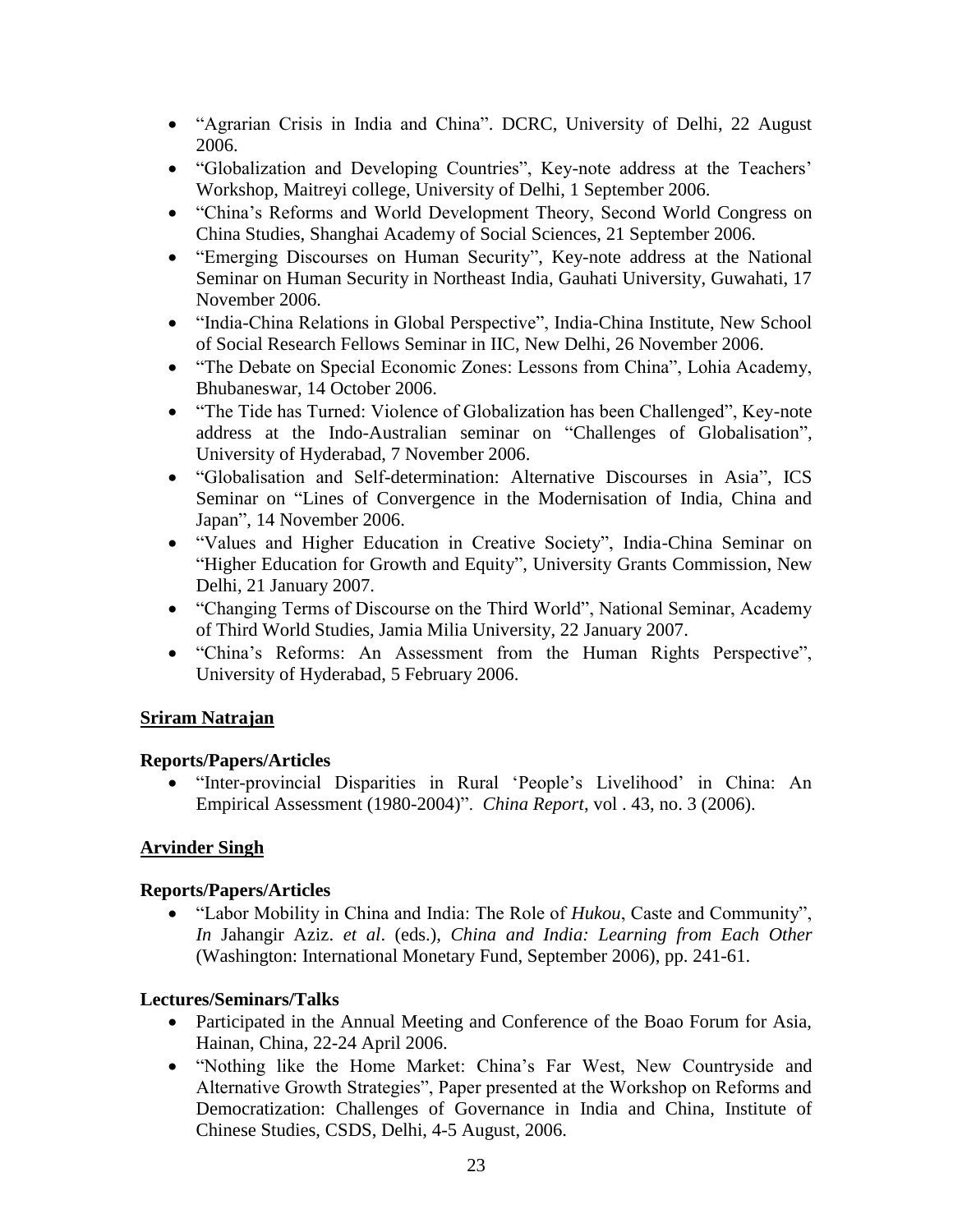- "Agrarian Crisis in India and China". DCRC, University of Delhi, 22 August 2006.
- "Globalization and Developing Countries", Key-note address at the Teachers' Workshop, Maitreyi college, University of Delhi, 1 September 2006.
- "China's Reforms and World Development Theory, Second World Congress on China Studies, Shanghai Academy of Social Sciences, 21 September 2006.
- "Emerging Discourses on Human Security", Key-note address at the National Seminar on Human Security in Northeast India, Gauhati University, Guwahati, 17 November 2006.
- "India-China Relations in Global Perspective", India-China Institute, New School of Social Research Fellows Seminar in IIC, New Delhi, 26 November 2006.
- "The Debate on Special Economic Zones: Lessons from China", Lohia Academy, Bhubaneswar, 14 October 2006.
- "The Tide has Turned: Violence of Globalization has been Challenged", Key-note address at the Indo-Australian seminar on "Challenges of Globalisation", University of Hyderabad, 7 November 2006.
- "Globalisation and Self-determination: Alternative Discourses in Asia", ICS Seminar on "Lines of Convergence in the Modernisation of India, China and Japan", 14 November 2006.
- "Values and Higher Education in Creative Society", India-China Seminar on "Higher Education for Growth and Equity", University Grants Commission, New Delhi, 21 January 2007.
- "Changing Terms of Discourse on the Third World", National Seminar, Academy of Third World Studies, Jamia Milia University, 22 January 2007.
- "China's Reforms: An Assessment from the Human Rights Perspective", University of Hyderabad, 5 February 2006.

## Sriram Natrajan

### Reports/Papers/Articles

- "Inter-provincial Disparities in Rural 'People's Livelihood' in China: An Empirical Assessment (1980-2004)". *China Report*, vol . 43, no. 3 (2006).

## Arvinder Singh

### Reports/Papers/Articles

- "Labor Mobility in China and India: The Role of *Hukou*, Caste and Community", *In* Jahangir Aziz. *et al*. (eds.), *China and India: Learning from Each Other* (Washington: International Monetary Fund, September 2006), pp. 241-61.

### Lectures/Seminars/Talks

- Participated in the Annual Meeting and Conference of the Boao Forum for Asia, Hainan, China, 22-24 April 2006.
- "Nothing like the Home Market: China's Far West, New Countryside and Alternative Growth Strategies", Paper presented at the Workshop on Reforms and Democratization: Challenges of Governance in India and China, Institute of Chinese Studies, CSDS, Delhi, 4-5 August, 2006.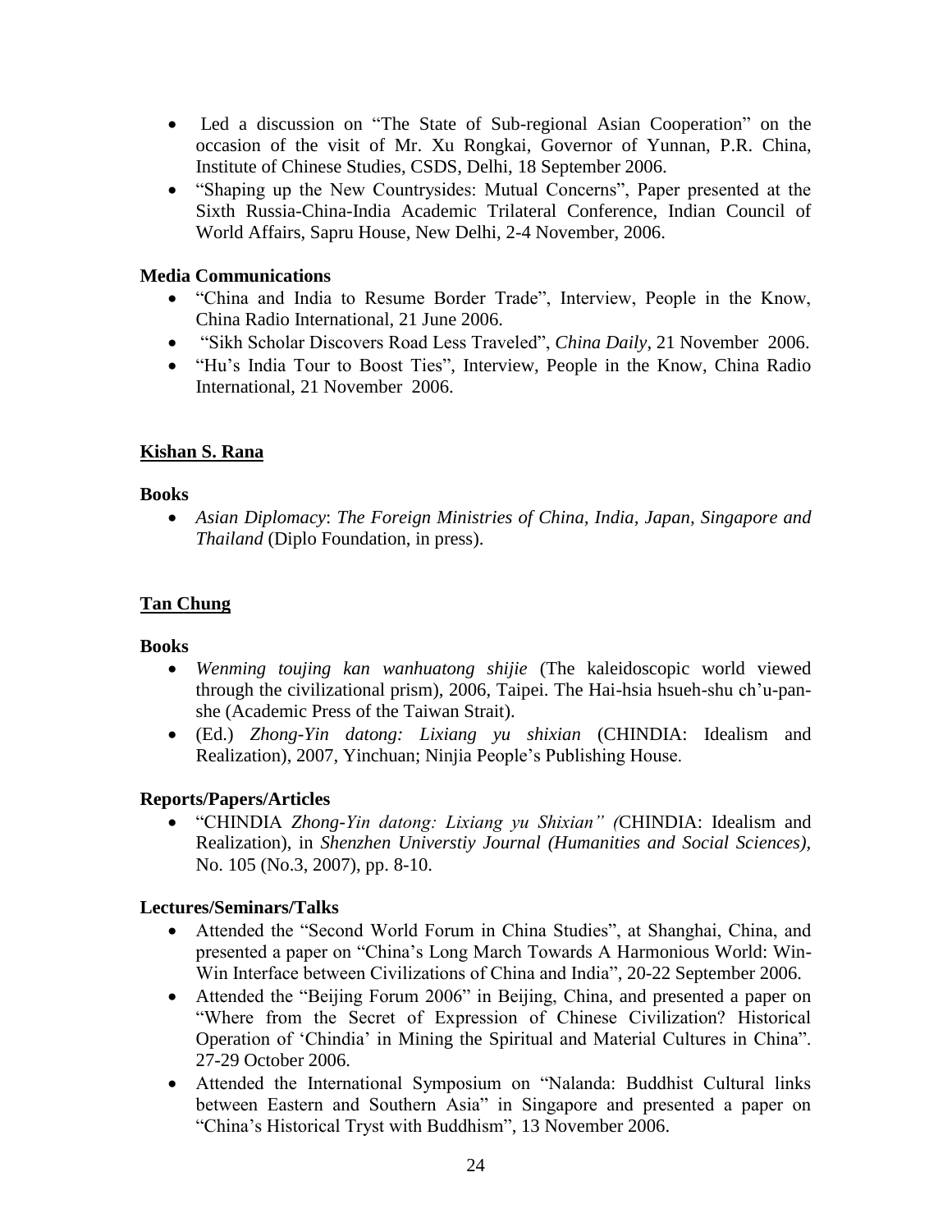- Led a discussion on "The State of Sub-regional Asian Cooperation" on the occasion of the visit of Mr. Xu Rongkai, Governor of Yunnan, P.R. China, Institute of Chinese Studies, CSDS, Delhi, 18 September 2006.
- "Shaping up the New Countrysides: Mutual Concerns", Paper presented at the Sixth Russia-China-India Academic Trilateral Conference, Indian Council of World Affairs, Sapru House, New Delhi, 2-4 November, 2006.

**Media Communications**

- "China and India to Resume Border Trade", Interview, People in the Know, China Radio International, 21 June 2006.
- "Sikh Scholar Discovers Road Less Traveled", *China Daily*, 21 November 2006.
- "Hu's India Tour to Boost Ties", Interview, People in the Know, China Radio International, 21 November 2006.

## Kishan S. Rana

**Books**

- *Asian Diplomacy*: *The Foreign Ministries of China, India, Japan, Singapore and Thailand* (Diplo Foundation, in press).

## Tan Chung

**Books**

- *Wenming toujing kan wanhuatong shijie* (The kaleidoscopic world viewed through the civilizational prism), 2006, Taipei. The Hai-hsia hsueh-shu ch'u-pan-she (Academic Press of the Taiwan Strait).
- (Ed.) *Zhong-Yin datong: Lixiang yu shixian* (CHINDIA: Idealism and Realization), 2007, Yinchuan; Ninjia People's Publishing House.

**Reports/Papers/Articles**

- "CHINDIA *Zhong-Yin datong: Lixiang yu Shixian" (*CHINDIA: Idealism and Realization), in *Shenzhen Universtiy Journal (Humanities and Social Sciences)*, No. 105 (No.3, 2007), pp. 8-10.

**Lectures/Seminars/Talks**

- Attended the "Second World Forum in China Studies", at Shanghai, China, and presented a paper on "China's Long March Towards A Harmonious World: Win-Win Interface between Civilizations of China and India", 20-22 September 2006.
- Attended the "Beijing Forum 2006" in Beijing, China, and presented a paper on "Where from the Secret of Expression of Chinese Civilization? Historical Operation of 'Chindia' in Mining the Spiritual and Material Cultures in China". 27-29 October 2006.
- Attended the International Symposium on "Nalanda: Buddhist Cultural links between Eastern and Southern Asia" in Singapore and presented a paper on "China's Historical Tryst with Buddhism", 13 November 2006.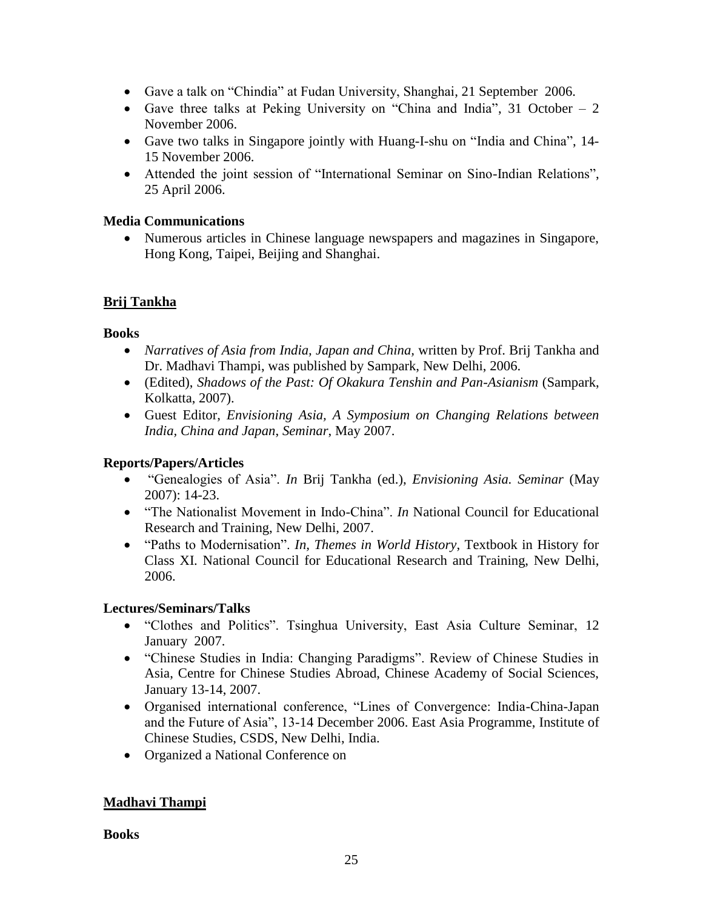- Gave a talk on "Chindia" at Fudan University, Shanghai, 21 September 2006.
- Gave three talks at Peking University on "China and India", 31 October – 2 November 2006.
- Gave two talks in Singapore jointly with Huang-I-shu on "India and China", 14-15 November 2006.
- Attended the joint session of "International Seminar on Sino-Indian Relations", 25 April 2006.

**Media Communications**

- Numerous articles in Chinese language newspapers and magazines in Singapore, Hong Kong, Taipei, Beijing and Shanghai.

## Brij Tankha

**Books**

- *Narratives of Asia from India, Japan and China*, written by Prof. Brij Tankha and Dr. Madhavi Thampi, was published by Sampark, New Delhi, 2006.
- (Edited), *Shadows of the Past: Of Okakura Tenshin and Pan-Asianism* (Sampark, Kolkatta, 2007).
- Guest Editor, *Envisioning Asia, A Symposium on Changing Relations between India, China and Japan*, *Seminar*, May 2007.

**Reports/Papers/Articles**

- "Genealogies of Asia". *In* Brij Tankha (ed.), *Envisioning Asia. Seminar* (May 2007): 14-23.
- "The Nationalist Movement in Indo-China". *In* National Council for Educational Research and Training, New Delhi, 2007.
- "Paths to Modernisation". *In, Themes in World History*, Textbook in History for Class XI. National Council for Educational Research and Training, New Delhi, 2006.

**Lectures/Seminars/Talks**

- "Clothes and Politics". Tsinghua University, East Asia Culture Seminar, 12 January 2007.
- "Chinese Studies in India: Changing Paradigms". Review of Chinese Studies in Asia, Centre for Chinese Studies Abroad, Chinese Academy of Social Sciences, January 13-14, 2007.
- Organised international conference, "Lines of Convergence: India-China-Japan and the Future of Asia", 13-14 December 2006. East Asia Programme, Institute of Chinese Studies, CSDS, New Delhi, India.
- Organized a National Conference on

## Madhavi Thampi

**Books**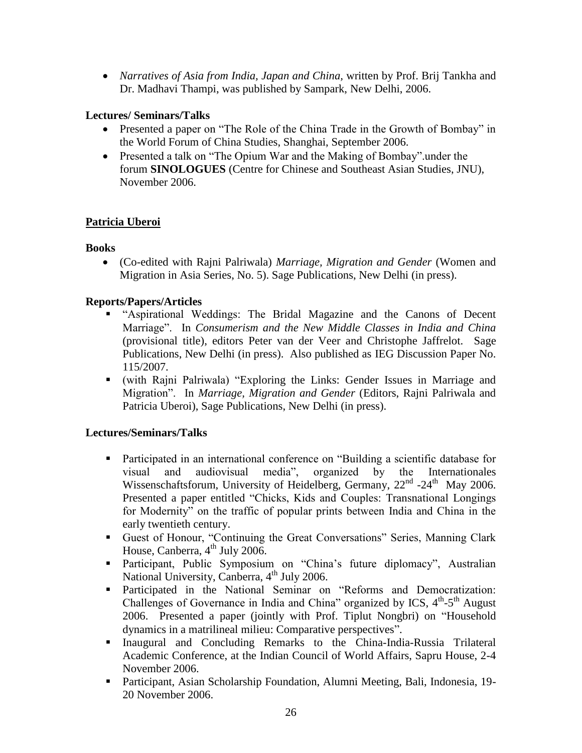- *Narratives of Asia from India, Japan and China,* written by Prof. Brij Tankha and Dr. Madhavi Thampi, was published by Sampark, New Delhi, 2006.

**Lectures/ Seminars/Talks**

- Presented a paper on "The Role of the China Trade in the Growth of Bombay" in the World Forum of China Studies, Shanghai, September 2006.
- Presented a talk on "The Opium War and the Making of Bombay".under the forum **SINOLOGUES** (Centre for Chinese and Southeast Asian Studies, JNU), November 2006.

## Patricia Uberoi

**Books**

- (Co-edited with Rajni Palriwala) *Marriage, Migration and Gender* (Women and Migration in Asia Series, No. 5). Sage Publications, New Delhi (in press).

**Reports/Papers/Articles**

- "Aspirational Weddings: The Bridal Magazine and the Canons of Decent Marriage". In *Consumerism and the New Middle Classes in India and China* (provisional title), editors Peter van der Veer and Christophe Jaffrelot. Sage Publications, New Delhi (in press). Also published as IEG Discussion Paper No. 115/2007.
- (with Rajni Palriwala) "Exploring the Links: Gender Issues in Marriage and Migration". In *Marriage, Migration and Gender* (Editors, Rajni Palriwala and Patricia Uberoi), Sage Publications, New Delhi (in press).

**Lectures/Seminars/Talks**

- Participated in an international conference on "Building a scientific database for visual and audiovisual media", organized by the Internationales Wissenschaftsforum, University of Heidelberg, Germany, 22nd -24th May 2006. Presented a paper entitled "Chicks, Kids and Couples: Transnational Longings for Modernity" on the traffic of popular prints between India and China in the early twentieth century.
- Guest of Honour, "Continuing the Great Conversations" Series, Manning Clark House, Canberra, 4th July 2006.
- Participant, Public Symposium on "China's future diplomacy", Australian National University, Canberra, 4th July 2006.
- Participated in the National Seminar on "Reforms and Democratization: Challenges of Governance in India and China" organized by ICS, 4th-5th August 2006. Presented a paper (jointly with Prof. Tiplut Nongbri) on "Household dynamics in a matrilineal milieu: Comparative perspectives".
- Inaugural and Concluding Remarks to the China-India-Russia Trilateral Academic Conference, at the Indian Council of World Affairs, Sapru House, 2-4 November 2006.
- Participant, Asian Scholarship Foundation, Alumni Meeting, Bali, Indonesia, 19-20 November 2006.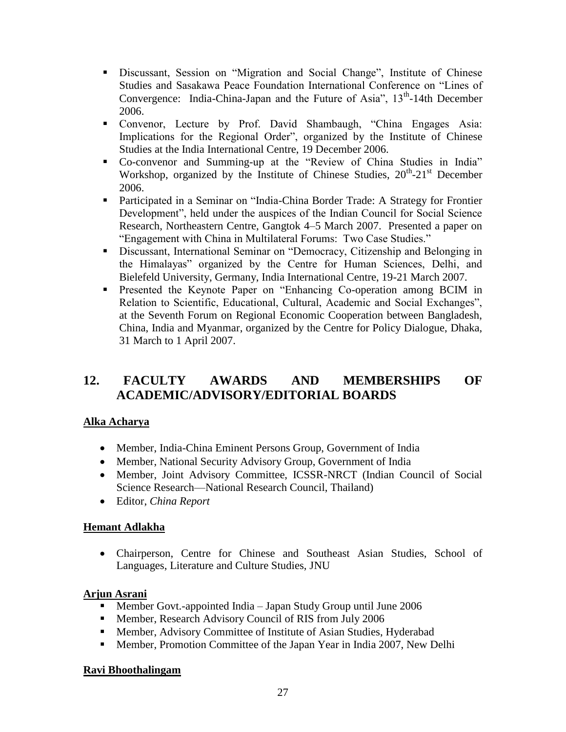- Discussant, Session on "Migration and Social Change", Institute of Chinese Studies and Sasakawa Peace Foundation International Conference on "Lines of Convergence: India-China-Japan and the Future of Asia", 13th-14th December 2006.
- Convenor, Lecture by Prof. David Shambaugh, "China Engages Asia: Implications for the Regional Order", organized by the Institute of Chinese Studies at the India International Centre, 19 December 2006.
- Co-convenor and Summing-up at the "Review of China Studies in India" Workshop, organized by the Institute of Chinese Studies, 20th-21st December 2006.
- Participated in a Seminar on "India-China Border Trade: A Strategy for Frontier Development", held under the auspices of the Indian Council for Social Science Research, Northeastern Centre, Gangtok 4–5 March 2007. Presented a paper on "Engagement with China in Multilateral Forums: Two Case Studies."
- Discussant, International Seminar on "Democracy, Citizenship and Belonging in the Himalayas" organized by the Centre for Human Sciences, Delhi, and Bielefeld University, Germany, India International Centre, 19-21 March 2007.
- Presented the Keynote Paper on "Enhancing Co-operation among BCIM in Relation to Scientific, Educational, Cultural, Academic and Social Exchanges", at the Seventh Forum on Regional Economic Cooperation between Bangladesh, China, India and Myanmar, organized by the Centre for Policy Dialogue, Dhaka, 31 March to 1 April 2007.

## 12. FACULTY AWARDS AND MEMBERSHIPS OF ACADEMIC/ADVISORY/EDITORIAL BOARDS

**Alka Acharya**

- Member, India-China Eminent Persons Group, Government of India
- Member, National Security Advisory Group, Government of India
- Member, Joint Advisory Committee, ICSSR-NRCT (Indian Council of Social Science Research—National Research Council, Thailand)
- Editor, *China Report*

**Hemant Adlakha**

- Chairperson, Centre for Chinese and Southeast Asian Studies, School of Languages, Literature and Culture Studies, JNU

**Arjun Asrani**

- Member Govt.-appointed India – Japan Study Group until June 2006
- Member, Research Advisory Council of RIS from July 2006
- Member, Advisory Committee of Institute of Asian Studies, Hyderabad
- Member, Promotion Committee of the Japan Year in India 2007, New Delhi

**Ravi Bhoothalingam**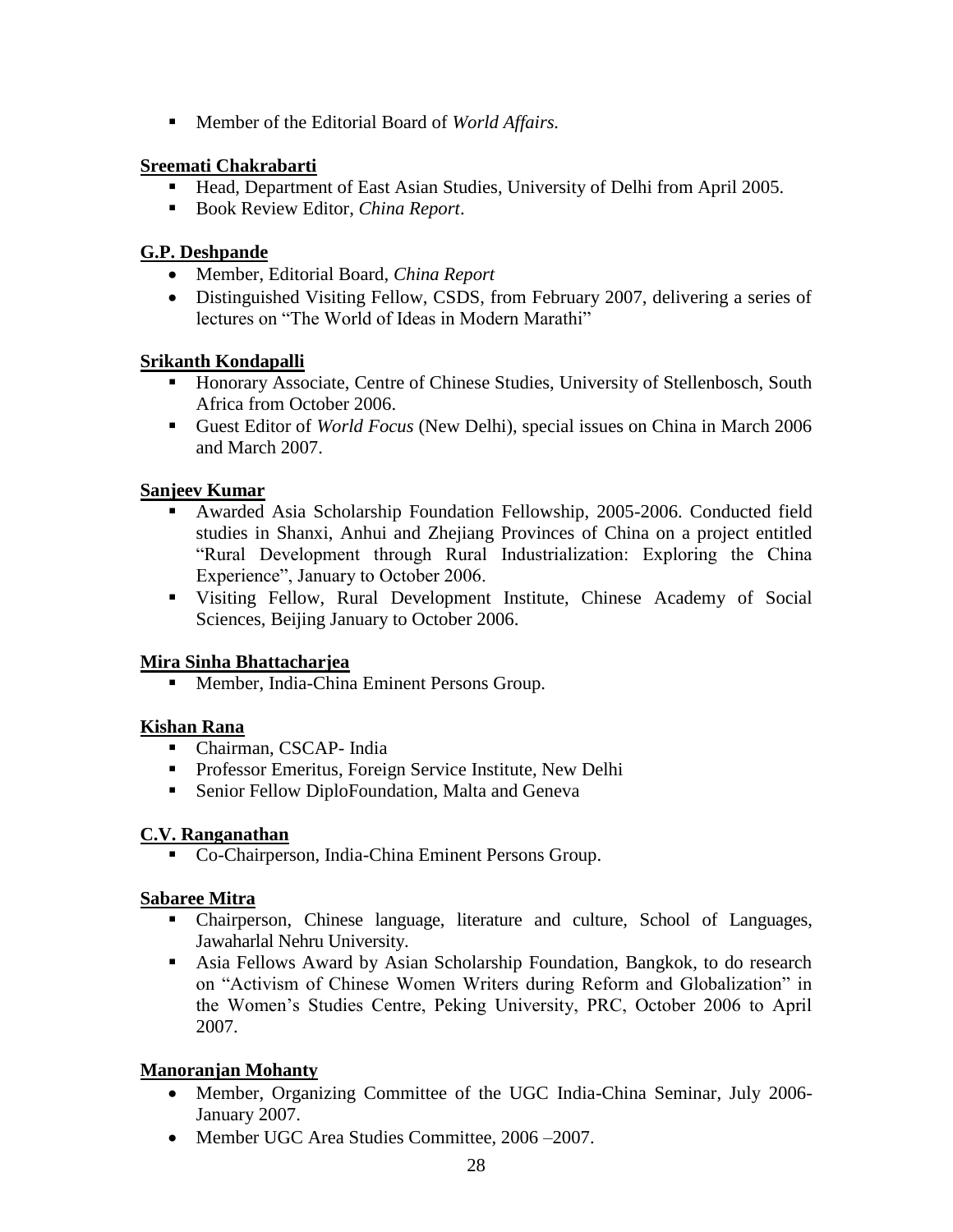- Member of the Editorial Board of *World Affairs.*

**Sreemati Chakrabarti**

- Head, Department of East Asian Studies, University of Delhi from April 2005.
- Book Review Editor, *China Report*.

**G.P. Deshpande**

- Member, Editorial Board, *China Report*
- Distinguished Visiting Fellow, CSDS, from February 2007, delivering a series of lectures on "The World of Ideas in Modern Marathi"

**Srikanth Kondapalli**

- Honorary Associate, Centre of Chinese Studies, University of Stellenbosch, South Africa from October 2006.
- Guest Editor of *World Focus* (New Delhi), special issues on China in March 2006 and March 2007.

**Sanjeev Kumar**

- Awarded Asia Scholarship Foundation Fellowship, 2005-2006. Conducted field studies in Shanxi, Anhui and Zhejiang Provinces of China on a project entitled "Rural Development through Rural Industrialization: Exploring the China Experience", January to October 2006.
- Visiting Fellow, Rural Development Institute, Chinese Academy of Social Sciences, Beijing January to October 2006.

**Mira Sinha Bhattacharjea**

- Member, India-China Eminent Persons Group.

**Kishan Rana**

- Chairman, CSCAP- India
- Professor Emeritus, Foreign Service Institute, New Delhi
- Senior Fellow DiploFoundation, Malta and Geneva

**C.V. Ranganathan**

- Co-Chairperson, India-China Eminent Persons Group.

**Sabaree Mitra**

- Chairperson, Chinese language, literature and culture, School of Languages, Jawaharlal Nehru University.
- Asia Fellows Award by Asian Scholarship Foundation, Bangkok, to do research on "Activism of Chinese Women Writers during Reform and Globalization" in the Women's Studies Centre, Peking University, PRC, October 2006 to April 2007.

**Manoranjan Mohanty**

- Member, Organizing Committee of the UGC India-China Seminar, July 2006-January 2007.
- Member UGC Area Studies Committee, 2006 –2007.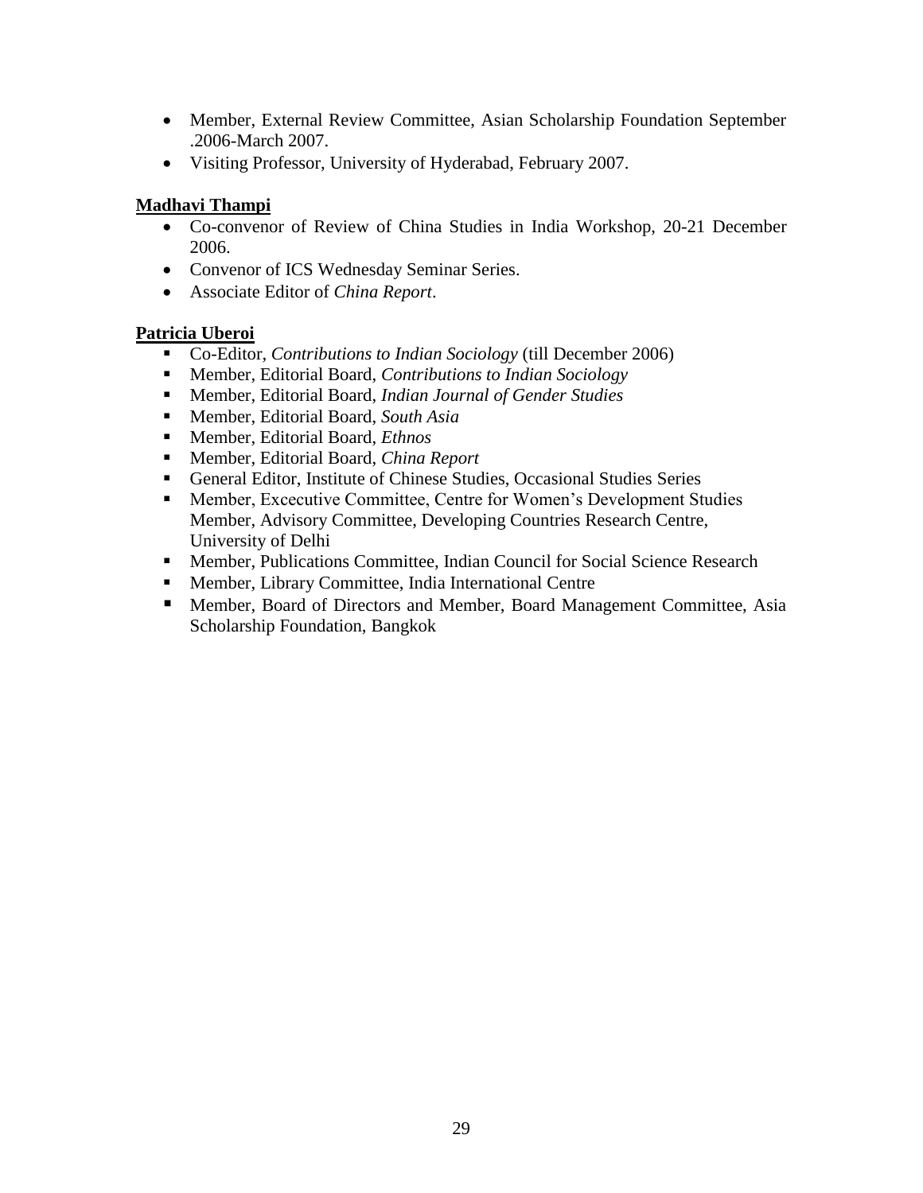- Member, External Review Committee, Asian Scholarship Foundation September .2006-March 2007.
- Visiting Professor, University of Hyderabad, February 2007.

**Madhavi Thampi**

- Co-convenor of Review of China Studies in India Workshop, 20-21 December 2006.
- Convenor of ICS Wednesday Seminar Series.
- Associate Editor of *China Report*.

**Patricia Uberoi**

- Co-Editor, *Contributions to Indian Sociology* (till December 2006)
- Member, Editorial Board, *Contributions to Indian Sociology*
- Member, Editorial Board, *Indian Journal of Gender Studies*
- Member, Editorial Board, *South Asia*
- Member, Editorial Board, *Ethnos*
- Member, Editorial Board, *China Report*
- General Editor, Institute of Chinese Studies, Occasional Studies Series
- Member, Excecutive Committee, Centre for Women's Development Studies Member, Advisory Committee, Developing Countries Research Centre, University of Delhi
- Member, Publications Committee, Indian Council for Social Science Research
- Member, Library Committee, India International Centre
- Member, Board of Directors and Member, Board Management Committee, Asia Scholarship Foundation, Bangkok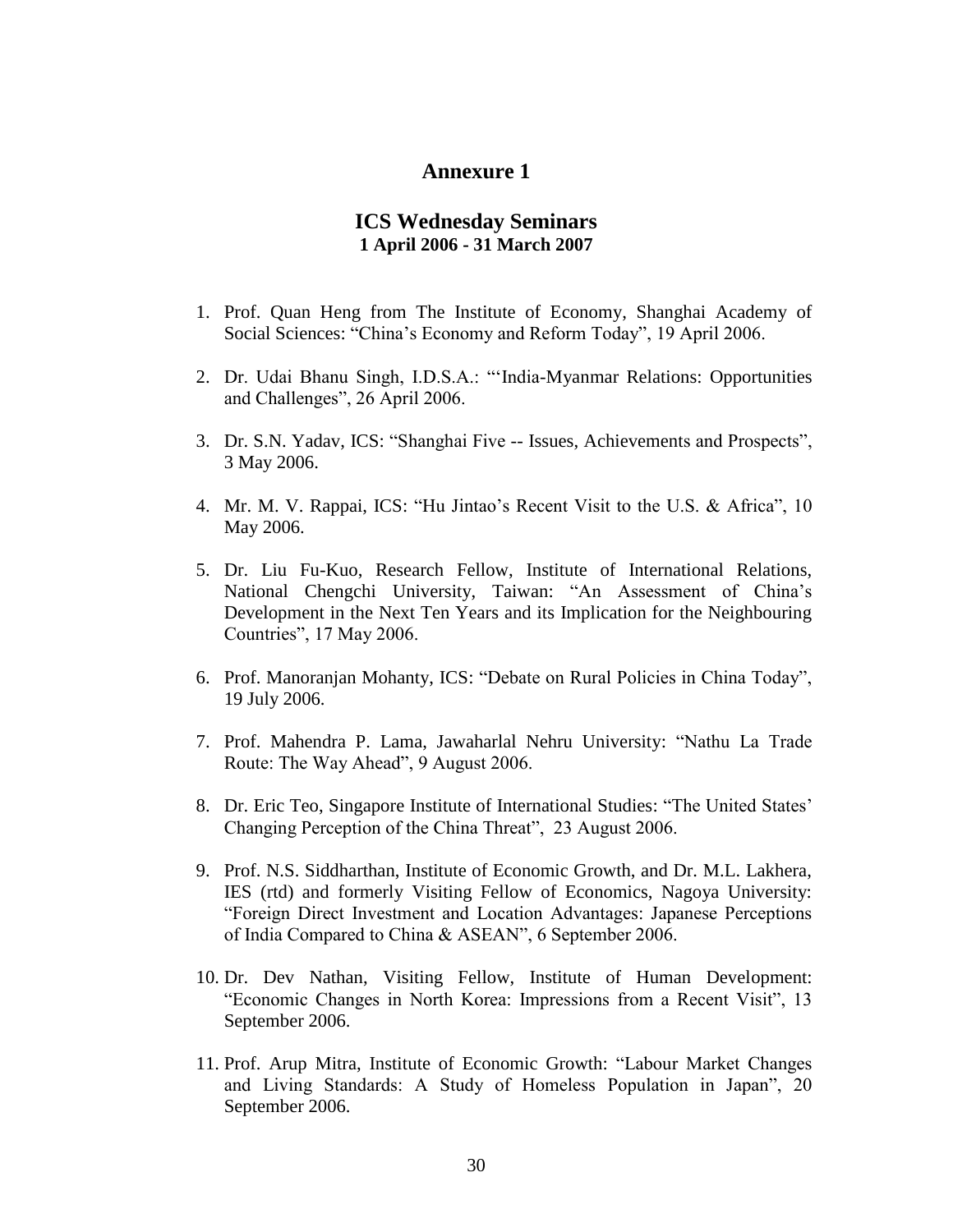# Annexure 1

## ICS Wednesday Seminars
### 1 April 2006 - 31 March 2007

1. Prof. Quan Heng from The Institute of Economy, Shanghai Academy of Social Sciences: “China’s Economy and Reform Today”, 19 April 2006.
2. Dr. Udai Bhanu Singh, I.D.S.A.: “‘India-Myanmar Relations: Opportunities and Challenges”, 26 April 2006.
3. Dr. S.N. Yadav, ICS: “Shanghai Five -- Issues, Achievements and Prospects”, 3 May 2006.
4. Mr. M. V. Rappai, ICS: “Hu Jintao’s Recent Visit to the U.S. & Africa”, 10 May 2006.
5. Dr. Liu Fu-Kuo, Research Fellow, Institute of International Relations, National Chengchi University, Taiwan: “An Assessment of China’s Development in the Next Ten Years and its Implication for the Neighbouring Countries”, 17 May 2006.
6. Prof. Manoranjan Mohanty, ICS: “Debate on Rural Policies in China Today”, 19 July 2006.
7. Prof. Mahendra P. Lama, Jawaharlal Nehru University: “Nathu La Trade Route: The Way Ahead”, 9 August 2006.
8. Dr. Eric Teo, Singapore Institute of International Studies: “The United States’ Changing Perception of the China Threat”, 23 August 2006.
9. Prof. N.S. Siddharthan, Institute of Economic Growth, and Dr. M.L. Lakhera, IES (rtd) and formerly Visiting Fellow of Economics, Nagoya University: “Foreign Direct Investment and Location Advantages: Japanese Perceptions of India Compared to China & ASEAN”, 6 September 2006.
10. Dr. Dev Nathan, Visiting Fellow, Institute of Human Development: “Economic Changes in North Korea: Impressions from a Recent Visit”, 13 September 2006.
11. Prof. Arup Mitra, Institute of Economic Growth: “Labour Market Changes and Living Standards: A Study of Homeless Population in Japan”, 20 September 2006.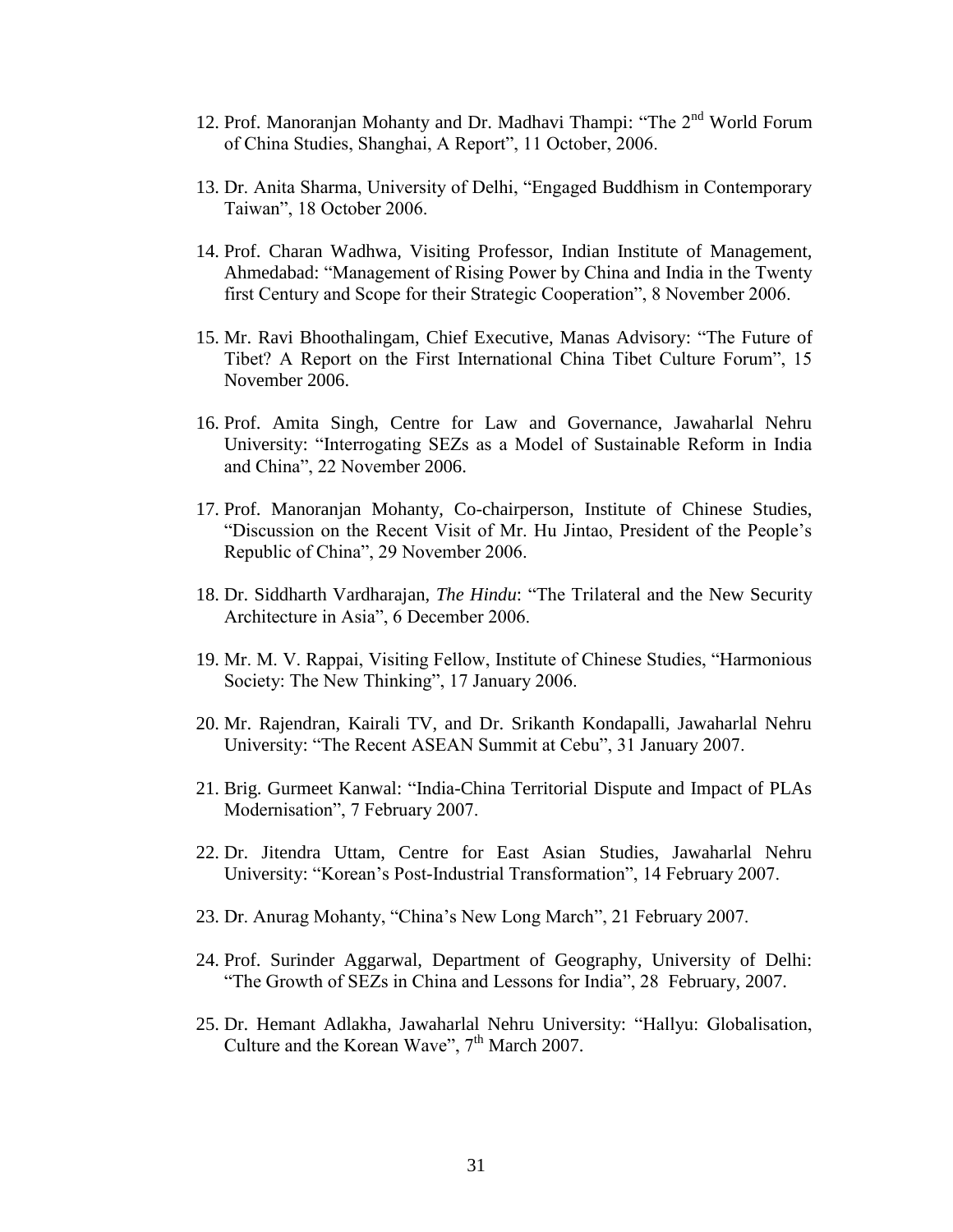12. Prof. Manoranjan Mohanty and Dr. Madhavi Thampi: "The 2nd World Forum of China Studies, Shanghai, A Report", 11 October, 2006.

13. Dr. Anita Sharma, University of Delhi, "Engaged Buddhism in Contemporary Taiwan", 18 October 2006.

14. Prof. Charan Wadhwa, Visiting Professor, Indian Institute of Management, Ahmedabad: "Management of Rising Power by China and India in the Twenty first Century and Scope for their Strategic Cooperation", 8 November 2006.

15. Mr. Ravi Bhoothalingam, Chief Executive, Manas Advisory: "The Future of Tibet? A Report on the First International China Tibet Culture Forum", 15 November 2006.

16. Prof. Amita Singh, Centre for Law and Governance, Jawaharlal Nehru University: "Interrogating SEZs as a Model of Sustainable Reform in India and China", 22 November 2006.

17. Prof. Manoranjan Mohanty, Co-chairperson, Institute of Chinese Studies, "Discussion on the Recent Visit of Mr. Hu Jintao, President of the People's Republic of China", 29 November 2006.

18. Dr. Siddharth Vardharajan, *The Hindu*: "The Trilateral and the New Security Architecture in Asia", 6 December 2006.

19. Mr. M. V. Rappai, Visiting Fellow, Institute of Chinese Studies, "Harmonious Society: The New Thinking", 17 January 2006.

20. Mr. Rajendran, Kairali TV, and Dr. Srikanth Kondapalli, Jawaharlal Nehru University: "The Recent ASEAN Summit at Cebu", 31 January 2007.

21. Brig. Gurmeet Kanwal: "India-China Territorial Dispute and Impact of PLAs Modernisation", 7 February 2007.

22. Dr. Jitendra Uttam, Centre for East Asian Studies, Jawaharlal Nehru University: "Korean's Post-Industrial Transformation", 14 February 2007.

23. Dr. Anurag Mohanty, "China's New Long March", 21 February 2007.

24. Prof. Surinder Aggarwal, Department of Geography, University of Delhi: "The Growth of SEZs in China and Lessons for India", 28 February, 2007.

25. Dr. Hemant Adlakha, Jawaharlal Nehru University: "Hallyu: Globalisation, Culture and the Korean Wave", 7th March 2007.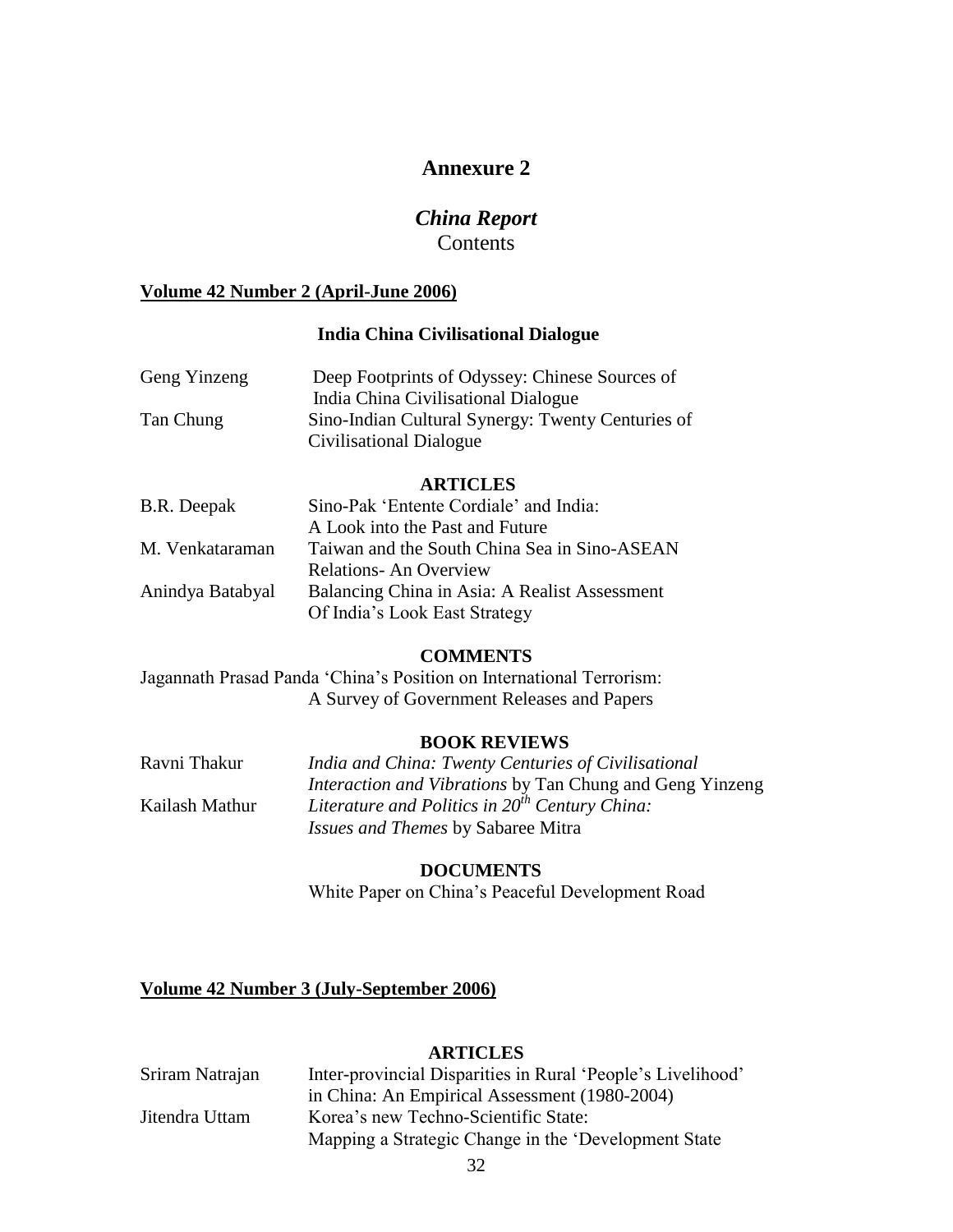## Annexure 2

### *China Report*
Contents

**Volume 42 Number 2 (April-June 2006)**

**India China Civilisational Dialogue**

Geng Yinzeng — Deep Footprints of Odyssey: Chinese Sources of India China Civilisational Dialogue

Tan Chung — Sino-Indian Cultural Synergy: Twenty Centuries of Civilisational Dialogue

**ARTICLES**

B.R. Deepak — Sino-Pak 'Entente Cordiale' and India: A Look into the Past and Future

M. Venkataraman — Taiwan and the South China Sea in Sino-ASEAN Relations- An Overview

Anindya Batabyal — Balancing China in Asia: A Realist Assessment Of India's Look East Strategy

**COMMENTS**

Jagannath Prasad Panda 'China's Position on International Terrorism: A Survey of Government Releases and Papers

**BOOK REVIEWS**

Ravni Thakur — *India and China: Twenty Centuries of Civilisational Interaction and Vibrations* by Tan Chung and Geng Yinzeng

Kailash Mathur — *Literature and Politics in 20th Century China: Issues and Themes* by Sabaree Mitra

**DOCUMENTS**

White Paper on China's Peaceful Development Road

**Volume 42 Number 3 (July-September 2006)**

**ARTICLES**

Sriram Natrajan — Inter-provincial Disparities in Rural 'People's Livelihood' in China: An Empirical Assessment (1980-2004)

Jitendra Uttam — Korea's new Techno-Scientific State: Mapping a Strategic Change in the 'Development State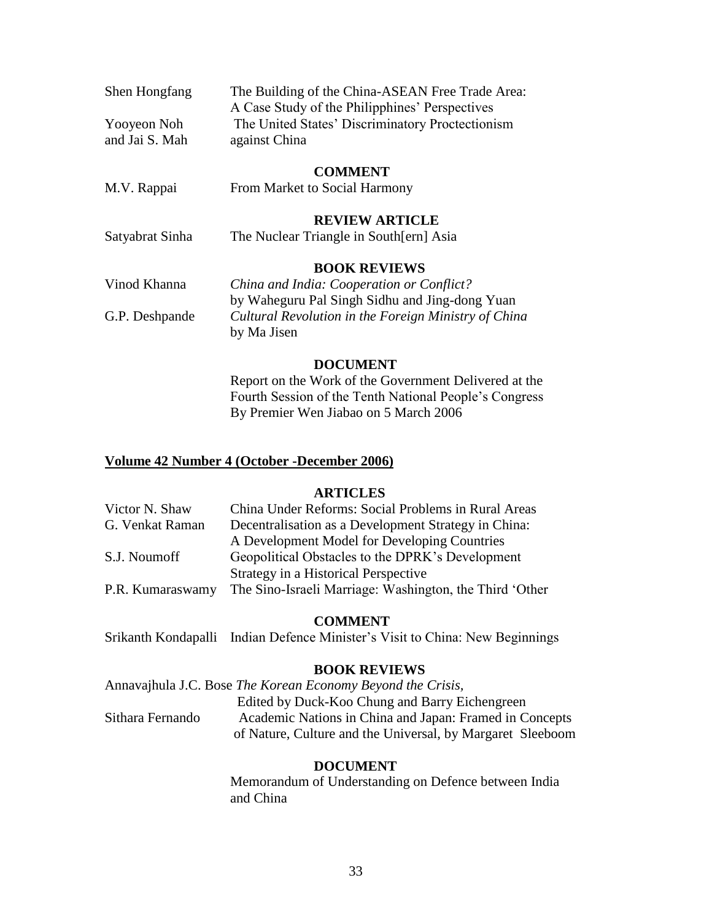Shen Hongfang — The Building of the China-ASEAN Free Trade Area: A Case Study of the Philipphines' Perspectives

Yooyeon Noh and Jai S. Mah — The United States' Discriminatory Proctectionism against China

**COMMENT**

M.V. Rappai — From Market to Social Harmony

**REVIEW ARTICLE**

Satyabrat Sinha — The Nuclear Triangle in South[ern] Asia

**BOOK REVIEWS**

Vinod Khanna — *China and India: Cooperation or Conflict?* by Waheguru Pal Singh Sidhu and Jing-dong Yuan

G.P. Deshpande — *Cultural Revolution in the Foreign Ministry of China* by Ma Jisen

**DOCUMENT**

Report on the Work of the Government Delivered at the Fourth Session of the Tenth National People's Congress By Premier Wen Jiabao on 5 March 2006

## Volume 42 Number 4 (October -December 2006)

**ARTICLES**

Victor N. Shaw — China Under Reforms: Social Problems in Rural Areas

G. Venkat Raman — Decentralisation as a Development Strategy in China: A Development Model for Developing Countries

S.J. Noumoff — Geopolitical Obstacles to the DPRK's Development Strategy in a Historical Perspective

P.R. Kumaraswamy — The Sino-Israeli Marriage: Washington, the Third 'Other

**COMMENT**

Srikanth Kondapalli — Indian Defence Minister's Visit to China: New Beginnings

**BOOK REVIEWS**

Annavajhula J.C. Bose — *The Korean Economy Beyond the Crisis,* Edited by Duck-Koo Chung and Barry Eichengreen

Sithara Fernando — Academic Nations in China and Japan: Framed in Concepts of Nature, Culture and the Universal, by Margaret Sleeboom

**DOCUMENT**

Memorandum of Understanding on Defence between India and China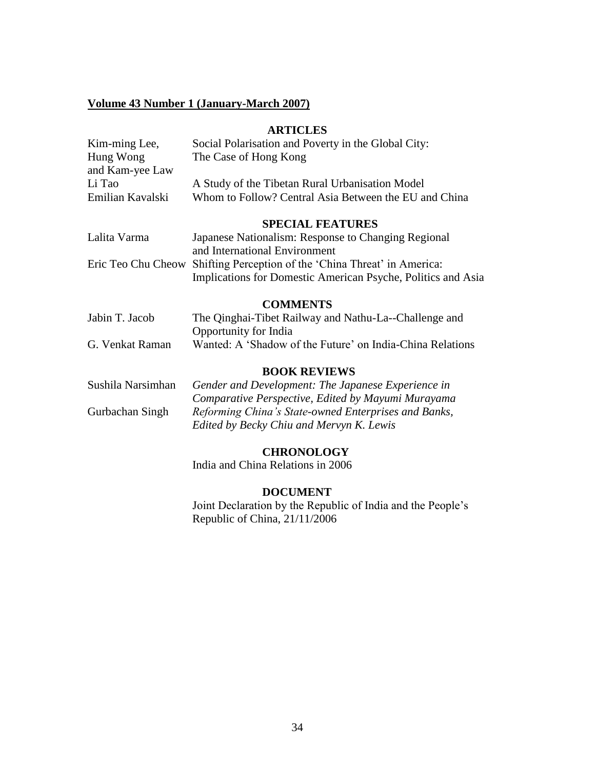**Volume 43 Number 1 (January-March 2007)**

## ARTICLES

| | |
|---|---|
| Kim-ming Lee, Hung Wong and Kam-yee Law | Social Polarisation and Poverty in the Global City: The Case of Hong Kong |
| Li Tao | A Study of the Tibetan Rural Urbanisation Model |
| Emilian Kavalski | Whom to Follow? Central Asia Between the EU and China |

## SPECIAL FEATURES

| | |
|---|---|
| Lalita Varma | Japanese Nationalism: Response to Changing Regional and International Environment |
| Eric Teo Chu Cheow | Shifting Perception of the 'China Threat' in America: Implications for Domestic American Psyche, Politics and Asia |

## COMMENTS

| | |
|---|---|
| Jabin T. Jacob | The Qinghai-Tibet Railway and Nathu-La--Challenge and Opportunity for India |
| G. Venkat Raman | Wanted: A 'Shadow of the Future' on India-China Relations |

## BOOK REVIEWS

| | |
|---|---|
| Sushila Narsimhan | *Gender and Development: The Japanese Experience in Comparative Perspective, Edited by Mayumi Murayama* |
| Gurbachan Singh | *Reforming China's State-owned Enterprises and Banks, Edited by Becky Chiu and Mervyn K. Lewis* |

## CHRONOLOGY

India and China Relations in 2006

## DOCUMENT

Joint Declaration by the Republic of India and the People's Republic of China, 21/11/2006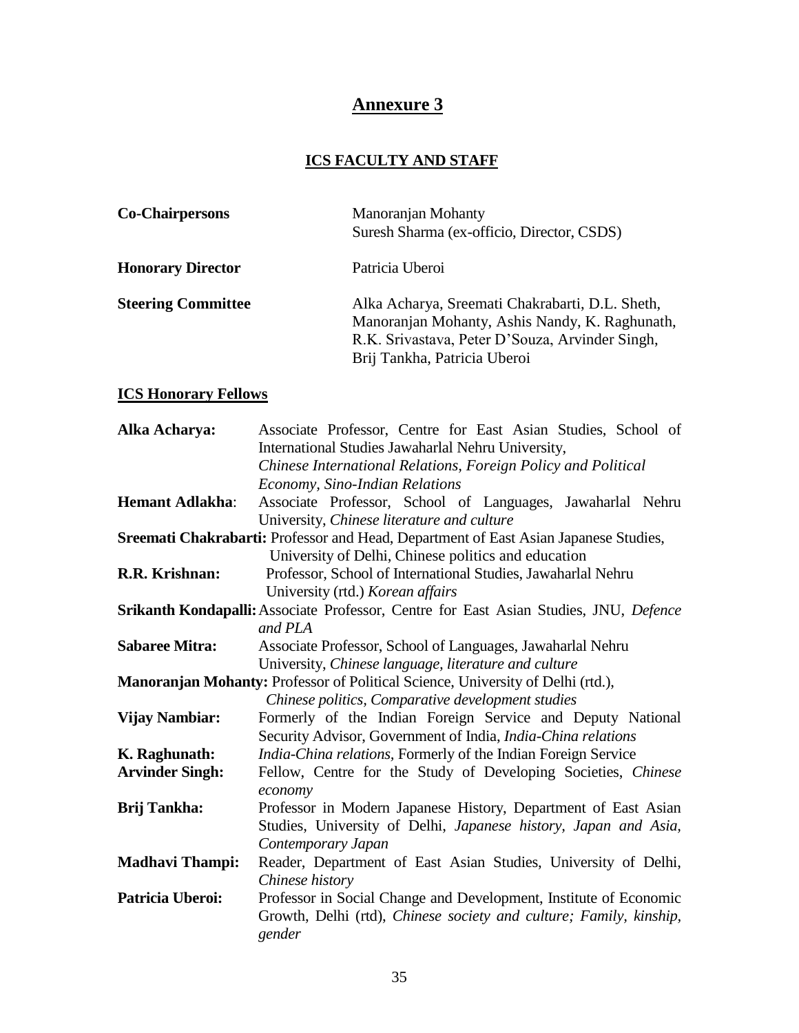# Annexure 3

## ICS FACULTY AND STAFF

| | |
|---|---|
| **Co-Chairpersons** | Manoranjan Mohanty<br>Suresh Sharma (ex-officio, Director, CSDS) |
| **Honorary Director** | Patricia Uberoi |
| **Steering Committee** | Alka Acharya, Sreemati Chakrabarti, D.L. Sheth, Manoranjan Mohanty, Ashis Nandy, K. Raghunath, R.K. Srivastava, Peter D'Souza, Arvinder Singh, Brij Tankha, Patricia Uberoi |

### ICS Honorary Fellows

**Alka Acharya:** Associate Professor, Centre for East Asian Studies, School of International Studies Jawaharlal Nehru University, *Chinese International Relations, Foreign Policy and Political Economy, Sino-Indian Relations*

**Hemant Adlakha**: Associate Professor, School of Languages, Jawaharlal Nehru University, *Chinese literature and culture*

**Sreemati Chakrabarti:** Professor and Head, Department of East Asian Japanese Studies, University of Delhi, Chinese politics and education

**R.R. Krishnan:** Professor, School of International Studies, Jawaharlal Nehru University (rtd.) *Korean affairs*

**Srikanth Kondapalli:** Associate Professor, Centre for East Asian Studies, JNU, *Defence and PLA*

**Sabaree Mitra:** Associate Professor, School of Languages, Jawaharlal Nehru University, *Chinese language, literature and culture*

**Manoranjan Mohanty:** Professor of Political Science, University of Delhi (rtd.), *Chinese politics, Comparative development studies*

**Vijay Nambiar:** Formerly of the Indian Foreign Service and Deputy National Security Advisor, Government of India, *India-China relations*

**K. Raghunath:** *India-China relations,* Formerly of the Indian Foreign Service

**Arvinder Singh:** Fellow, Centre for the Study of Developing Societies, *Chinese economy*

**Brij Tankha:** Professor in Modern Japanese History, Department of East Asian Studies, University of Delhi, *Japanese history, Japan and Asia, Contemporary Japan*

**Madhavi Thampi:** Reader, Department of East Asian Studies, University of Delhi, *Chinese history*

**Patricia Uberoi:** Professor in Social Change and Development, Institute of Economic Growth, Delhi (rtd), *Chinese society and culture; Family, kinship, gender*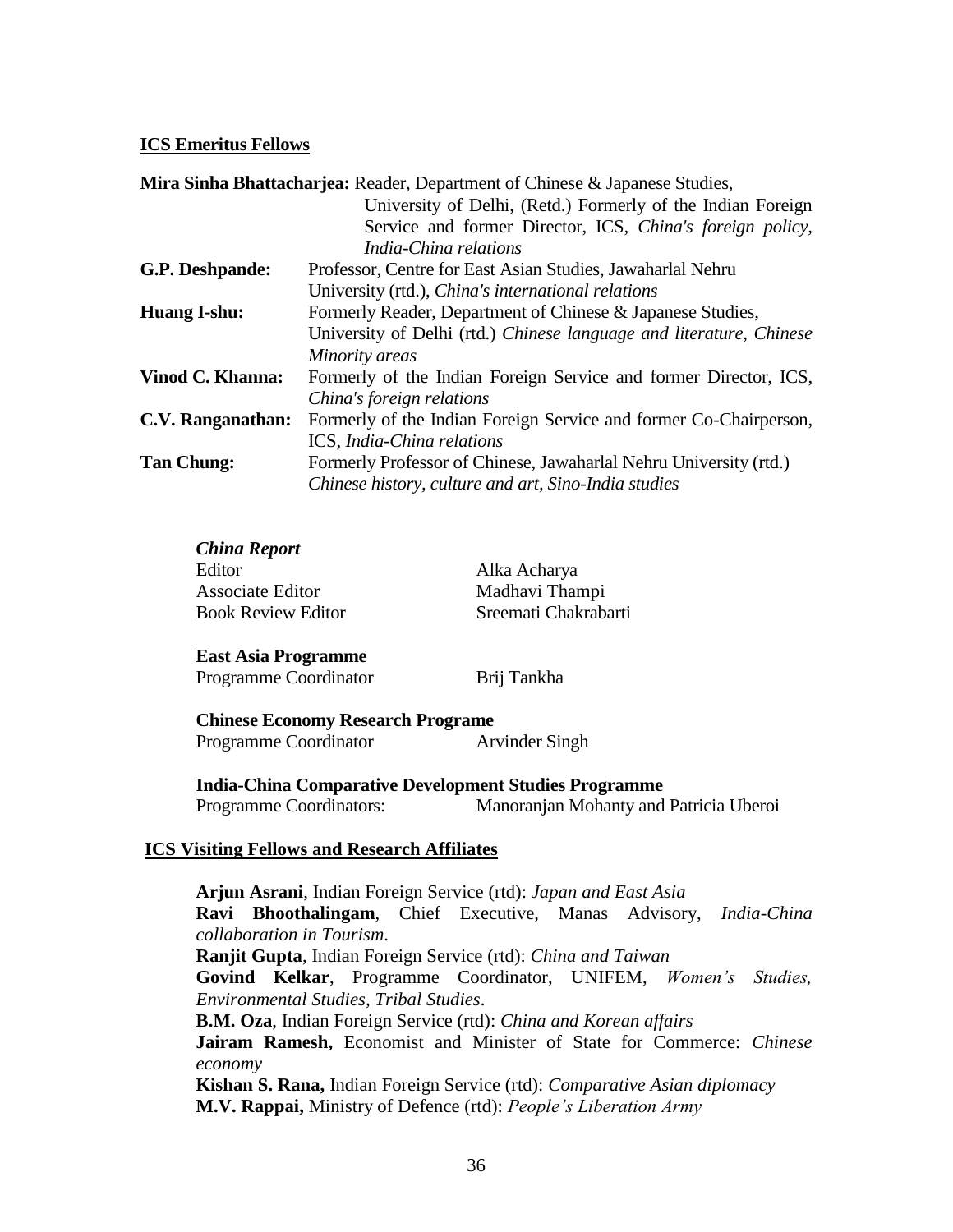## ICS Emeritus Fellows

**Mira Sinha Bhattacharjea:** Reader, Department of Chinese & Japanese Studies, University of Delhi, (Retd.) Formerly of the Indian Foreign Service and former Director, ICS, *China's foreign policy, India-China relations*

**G.P. Deshpande:** Professor, Centre for East Asian Studies, Jawaharlal Nehru University (rtd.), *China's international relations*

**Huang I-shu:** Formerly Reader, Department of Chinese & Japanese Studies, University of Delhi (rtd.) *Chinese language and literature, Chinese Minority areas*

**Vinod C. Khanna:** Formerly of the Indian Foreign Service and former Director, ICS, *China's foreign relations*

**C.V. Ranganathan:** Formerly of the Indian Foreign Service and former Co-Chairperson, ICS, *India-China relations*

**Tan Chung:** Formerly Professor of Chinese, Jawaharlal Nehru University (rtd.) *Chinese history, culture and art, Sino-India studies*

***China Report***

| | |
|---|---|
| Editor | Alka Acharya |
| Associate Editor | Madhavi Thampi |
| Book Review Editor | Sreemati Chakrabarti |

**East Asia Programme**

Programme Coordinator — Brij Tankha

**Chinese Economy Research Programe**

Programme Coordinator — Arvinder Singh

**India-China Comparative Development Studies Programme**

Programme Coordinators: — Manoranjan Mohanty and Patricia Uberoi

## ICS Visiting Fellows and Research Affiliates

**Arjun Asrani**, Indian Foreign Service (rtd): *Japan and East Asia*

**Ravi Bhoothalingam**, Chief Executive, Manas Advisory, *India-China collaboration in Tourism*.

**Ranjit Gupta**, Indian Foreign Service (rtd): *China and Taiwan*

**Govind Kelkar**, Programme Coordinator, UNIFEM, *Women's Studies, Environmental Studies, Tribal Studies*.

**B.M. Oza**, Indian Foreign Service (rtd): *China and Korean affairs*

**Jairam Ramesh,** Economist and Minister of State for Commerce: *Chinese economy*

**Kishan S. Rana,** Indian Foreign Service (rtd): *Comparative Asian diplomacy*

**M.V. Rappai,** Ministry of Defence (rtd): *People's Liberation Army*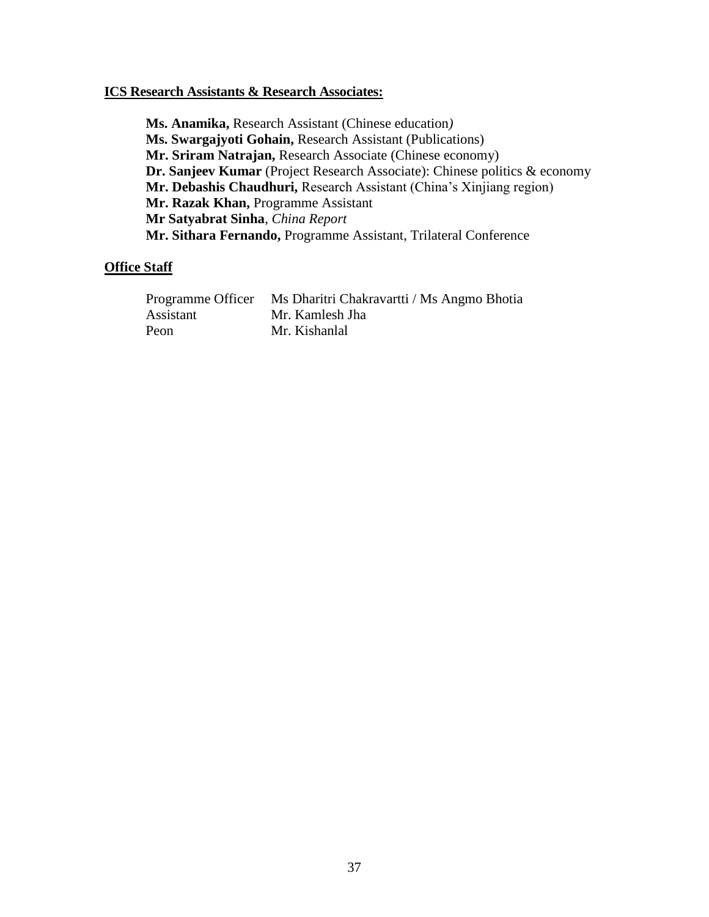**ICS Research Assistants & Research Associates:**

**Ms. Anamika,** Research Assistant (Chinese education*)*
**Ms. Swargajyoti Gohain,** Research Assistant (Publications)
**Mr. Sriram Natrajan,** Research Associate (Chinese economy)
**Dr. Sanjeev Kumar** (Project Research Associate): Chinese politics & economy
**Mr. Debashis Chaudhuri,** Research Assistant (China's Xinjiang region)
**Mr. Razak Khan,** Programme Assistant
**Mr Satyabrat Sinha**, *China Report*
**Mr. Sithara Fernando,** Programme Assistant, Trilateral Conference

**Office Staff**

| | |
|---|---|
| Programme Officer | Ms Dharitri Chakravartti / Ms Angmo Bhotia |
| Assistant | Mr. Kamlesh Jha |
| Peon | Mr. Kishanlal |